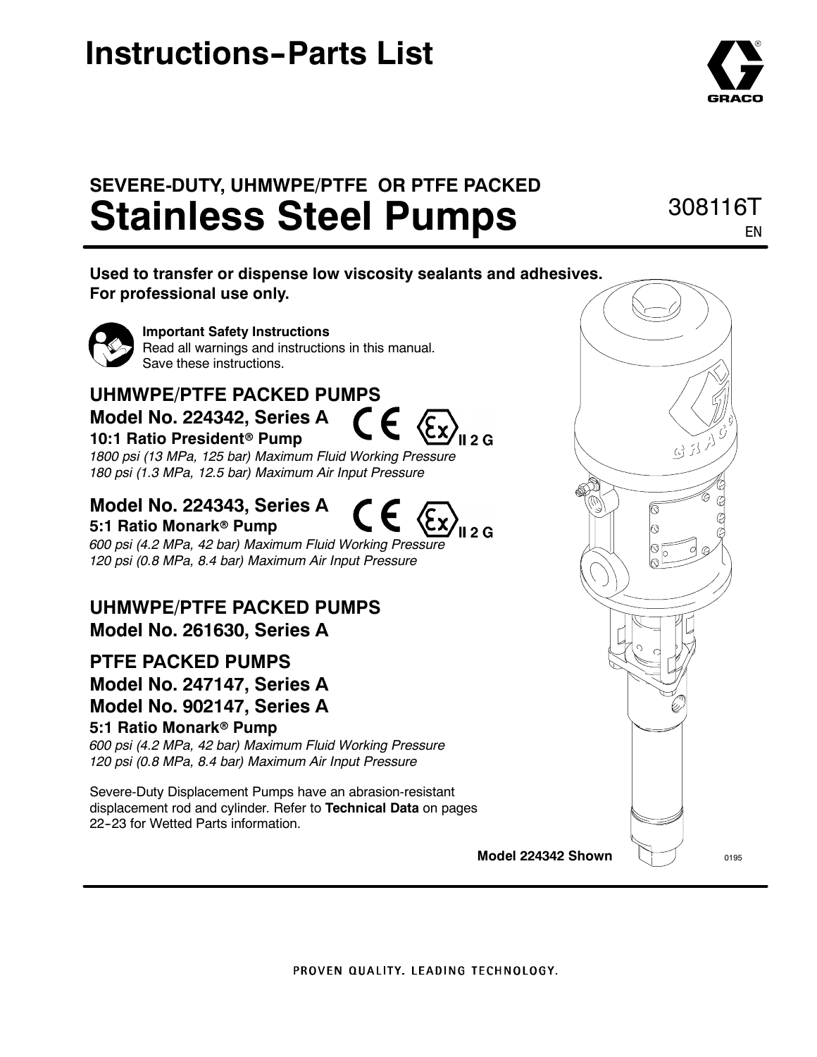# Instructions-Parts List

## SEVERE-DUTY, UHMWPE/PTFE OR PTFE PACKED

# Stainless Steel Pumps

308116T

EN

**Used to transfer or dispense low viscosity sealants and adhesives.**
**For professional use only.**

**Important Safety Instructions**
Read all warnings and instructions in this manual.
Save these instructions.

## UHMWPE/PTFE PACKED PUMPS

### Model No. 224342, Series A

**10:1 Ratio President® Pump**

II 2 G

*1800 psi (13 MPa, 125 bar) Maximum Fluid Working Pressure*
*180 psi (1.3 MPa, 12.5 bar) Maximum Air Input Pressure*

### Model No. 224343, Series A

**5:1 Ratio Monark® Pump**

II 2 G

*600 psi (4.2 MPa, 42 bar) Maximum Fluid Working Pressure*
*120 psi (0.8 MPa, 8.4 bar) Maximum Air Input Pressure*

## UHMWPE/PTFE PACKED PUMPS

### Model No. 261630, Series A

## PTFE PACKED PUMPS

### Model No. 247147, Series A

### Model No. 902147, Series A

**5:1 Ratio Monark® Pump**

*600 psi (4.2 MPa, 42 bar) Maximum Fluid Working Pressure*
*120 psi (0.8 MPa, 8.4 bar) Maximum Air Input Pressure*

Severe-Duty Displacement Pumps have an abrasion-resistant displacement rod and cylinder. Refer to **Technical Data** on pages 22-23 for Wetted Parts information.

**Model 224342 Shown**

0195

PROVEN QUALITY. LEADING TECHNOLOGY.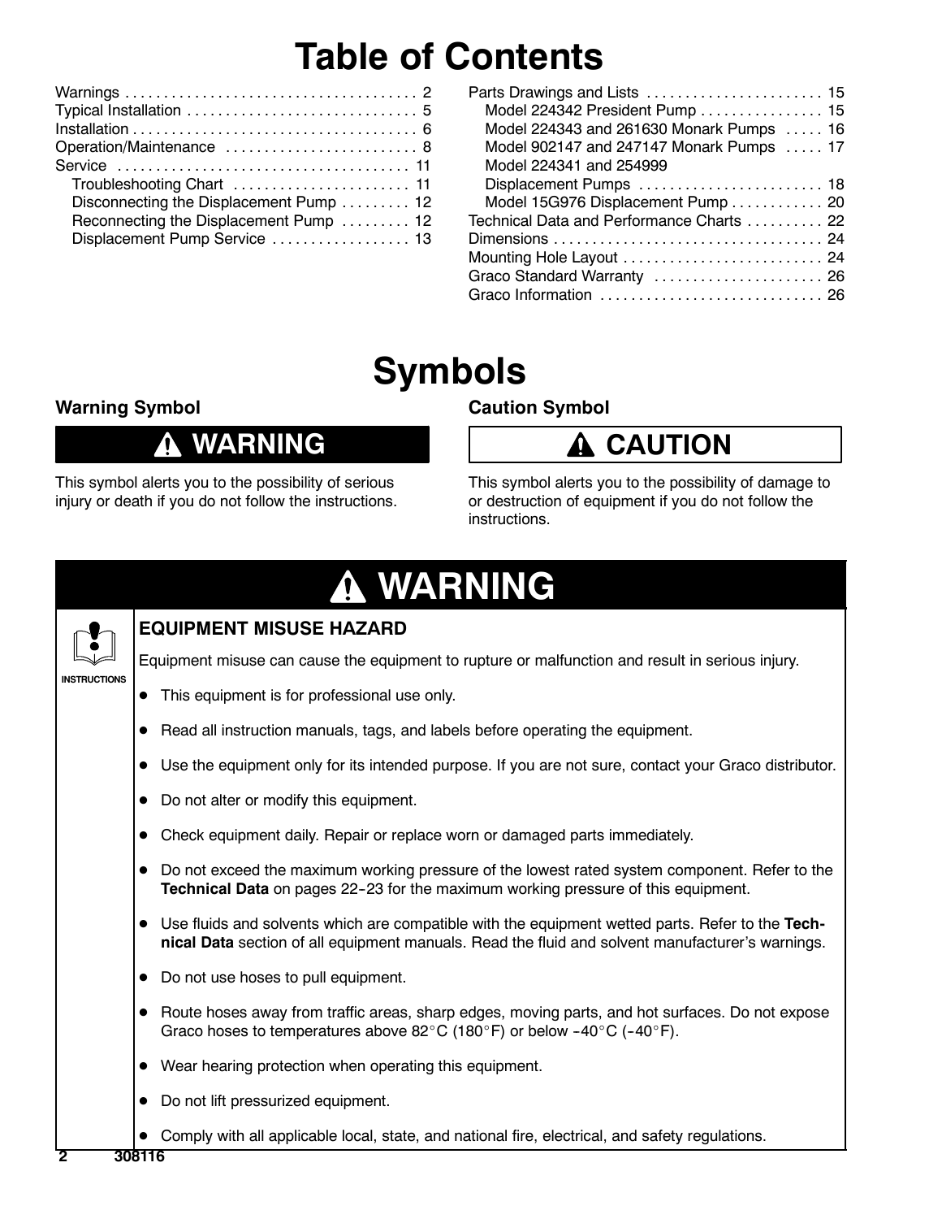# Table of Contents

Warnings . . . . . . . . . . . . . . . . . . . . . . . . . . . . . . . . . . . . . . 2
Typical Installation . . . . . . . . . . . . . . . . . . . . . . . . . . . . . . 5
Installation . . . . . . . . . . . . . . . . . . . . . . . . . . . . . . . . . . . . . 6
Operation/Maintenance . . . . . . . . . . . . . . . . . . . . . . . . . 8
Service . . . . . . . . . . . . . . . . . . . . . . . . . . . . . . . . . . . . . . 11
- Troubleshooting Chart . . . . . . . . . . . . . . . . . . . . . . . 11
- Disconnecting the Displacement Pump . . . . . . . . . 12
- Reconnecting the Displacement Pump . . . . . . . . . 12
- Displacement Pump Service . . . . . . . . . . . . . . . . . . 13

Parts Drawings and Lists . . . . . . . . . . . . . . . . . . . . . . . 15
- Model 224342 President Pump . . . . . . . . . . . . . . . . 15
- Model 224343 and 261630 Monark Pumps . . . . . 16
- Model 902147 and 247147 Monark Pumps . . . . . 17
- Model 224341 and 254999 Displacement Pumps . . . . . . . . . . . . . . . . . . . . . . . . 18
- Model 15G976 Displacement Pump . . . . . . . . . . . . 20

Technical Data and Performance Charts . . . . . . . . . . 22
Dimensions . . . . . . . . . . . . . . . . . . . . . . . . . . . . . . . . . . . 24
Mounting Hole Layout . . . . . . . . . . . . . . . . . . . . . . . . . . 24
Graco Standard Warranty . . . . . . . . . . . . . . . . . . . . . . 26
Graco Information . . . . . . . . . . . . . . . . . . . . . . . . . . . . . 26

# Symbols

### Warning Symbol

**⚠ WARNING**

This symbol alerts you to the possibility of serious injury or death if you do not follow the instructions.

### Caution Symbol

**⚠ CAUTION**

This symbol alerts you to the possibility of damage to or destruction of equipment if you do not follow the instructions.

## ⚠ WARNING

INSTRUCTIONS

### EQUIPMENT MISUSE HAZARD

Equipment misuse can cause the equipment to rupture or malfunction and result in serious injury.

- This equipment is for professional use only.
- Read all instruction manuals, tags, and labels before operating the equipment.
- Use the equipment only for its intended purpose. If you are not sure, contact your Graco distributor.
- Do not alter or modify this equipment.
- Check equipment daily. Repair or replace worn or damaged parts immediately.
- Do not exceed the maximum working pressure of the lowest rated system component. Refer to the **Technical Data** on pages 22-23 for the maximum working pressure of this equipment.
- Use fluids and solvents which are compatible with the equipment wetted parts. Refer to the **Technical Data** section of all equipment manuals. Read the fluid and solvent manufacturer's warnings.
- Do not use hoses to pull equipment.
- Route hoses away from traffic areas, sharp edges, moving parts, and hot surfaces. Do not expose Graco hoses to temperatures above 82°C (180°F) or below -40°C (-40°F).
- Wear hearing protection when operating this equipment.
- Do not lift pressurized equipment.
- Comply with all applicable local, state, and national fire, electrical, and safety regulations.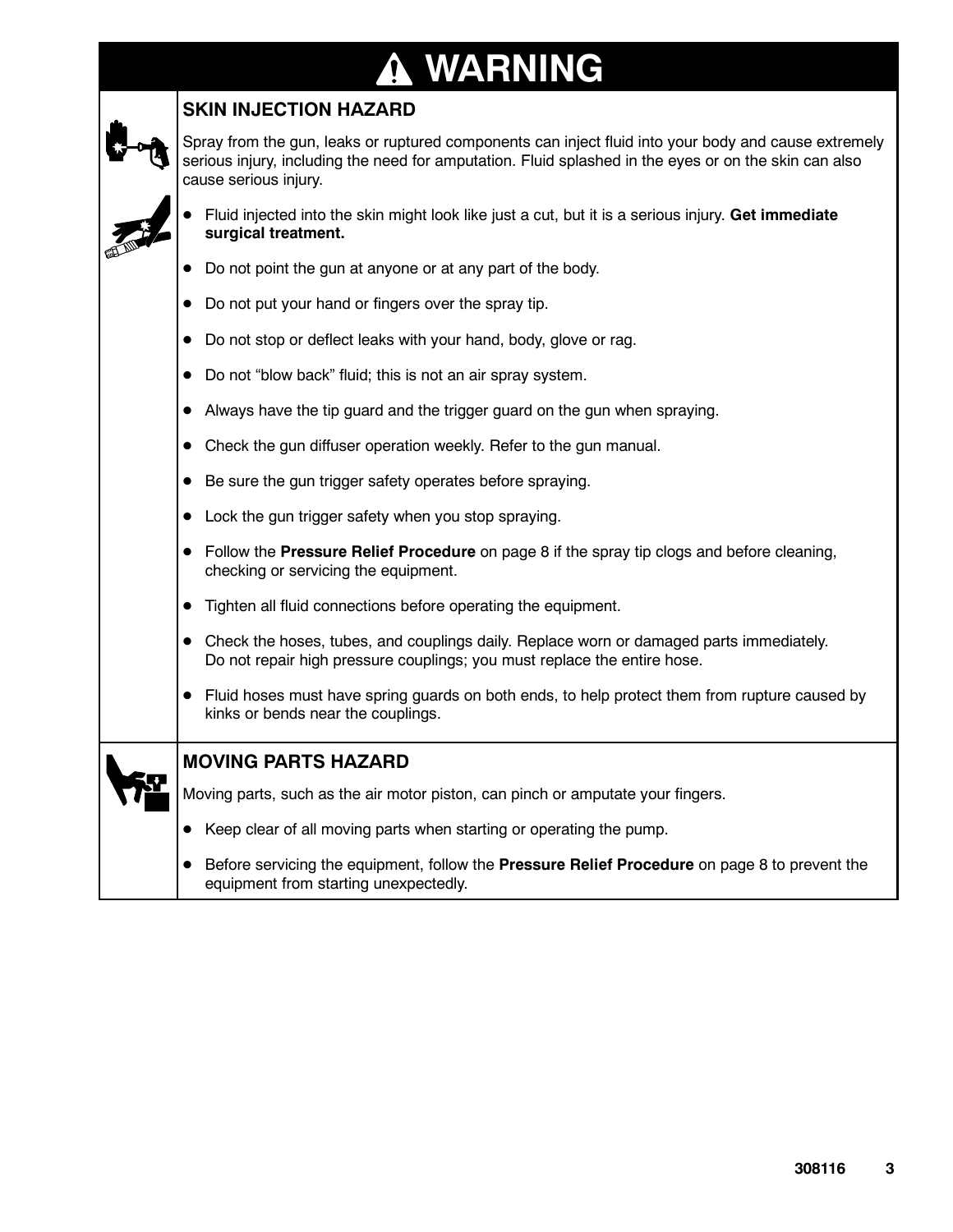# ⚠ WARNING

## SKIN INJECTION HAZARD

Spray from the gun, leaks or ruptured components can inject fluid into your body and cause extremely serious injury, including the need for amputation. Fluid splashed in the eyes or on the skin can also cause serious injury.

- Fluid injected into the skin might look like just a cut, but it is a serious injury. **Get immediate surgical treatment.**
- Do not point the gun at anyone or at any part of the body.
- Do not put your hand or fingers over the spray tip.
- Do not stop or deflect leaks with your hand, body, glove or rag.
- Do not "blow back" fluid; this is not an air spray system.
- Always have the tip guard and the trigger guard on the gun when spraying.
- Check the gun diffuser operation weekly. Refer to the gun manual.
- Be sure the gun trigger safety operates before spraying.
- Lock the gun trigger safety when you stop spraying.
- Follow the **Pressure Relief Procedure** on page 8 if the spray tip clogs and before cleaning, checking or servicing the equipment.
- Tighten all fluid connections before operating the equipment.
- Check the hoses, tubes, and couplings daily. Replace worn or damaged parts immediately. Do not repair high pressure couplings; you must replace the entire hose.
- Fluid hoses must have spring guards on both ends, to help protect them from rupture caused by kinks or bends near the couplings.

## MOVING PARTS HAZARD

Moving parts, such as the air motor piston, can pinch or amputate your fingers.

- Keep clear of all moving parts when starting or operating the pump.
- Before servicing the equipment, follow the **Pressure Relief Procedure** on page 8 to prevent the equipment from starting unexpectedly.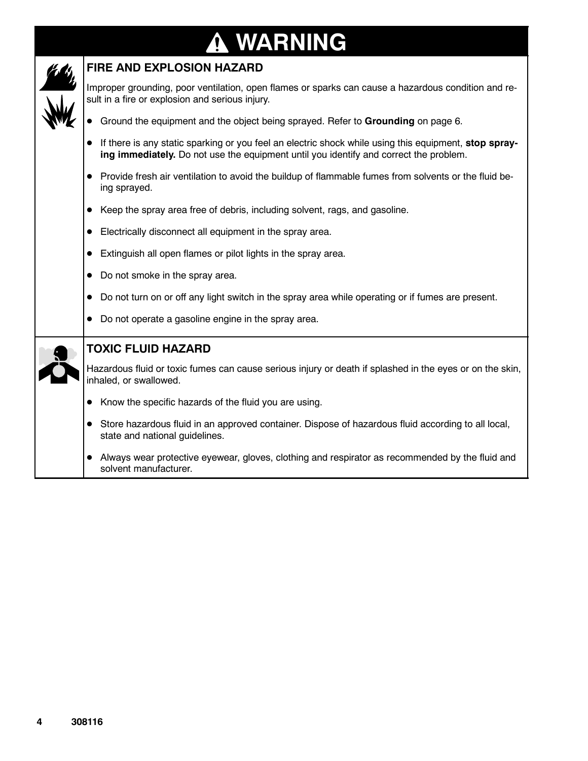# ⚠ WARNING

## FIRE AND EXPLOSION HAZARD

Improper grounding, poor ventilation, open flames or sparks can cause a hazardous condition and result in a fire or explosion and serious injury.

- Ground the equipment and the object being sprayed. Refer to **Grounding** on page 6.
- If there is any static sparking or you feel an electric shock while using this equipment, **stop spraying immediately.** Do not use the equipment until you identify and correct the problem.
- Provide fresh air ventilation to avoid the buildup of flammable fumes from solvents or the fluid being sprayed.
- Keep the spray area free of debris, including solvent, rags, and gasoline.
- Electrically disconnect all equipment in the spray area.
- Extinguish all open flames or pilot lights in the spray area.
- Do not smoke in the spray area.
- Do not turn on or off any light switch in the spray area while operating or if fumes are present.
- Do not operate a gasoline engine in the spray area.

## TOXIC FLUID HAZARD

Hazardous fluid or toxic fumes can cause serious injury or death if splashed in the eyes or on the skin, inhaled, or swallowed.

- Know the specific hazards of the fluid you are using.
- Store hazardous fluid in an approved container. Dispose of hazardous fluid according to all local, state and national guidelines.
- Always wear protective eyewear, gloves, clothing and respirator as recommended by the fluid and solvent manufacturer.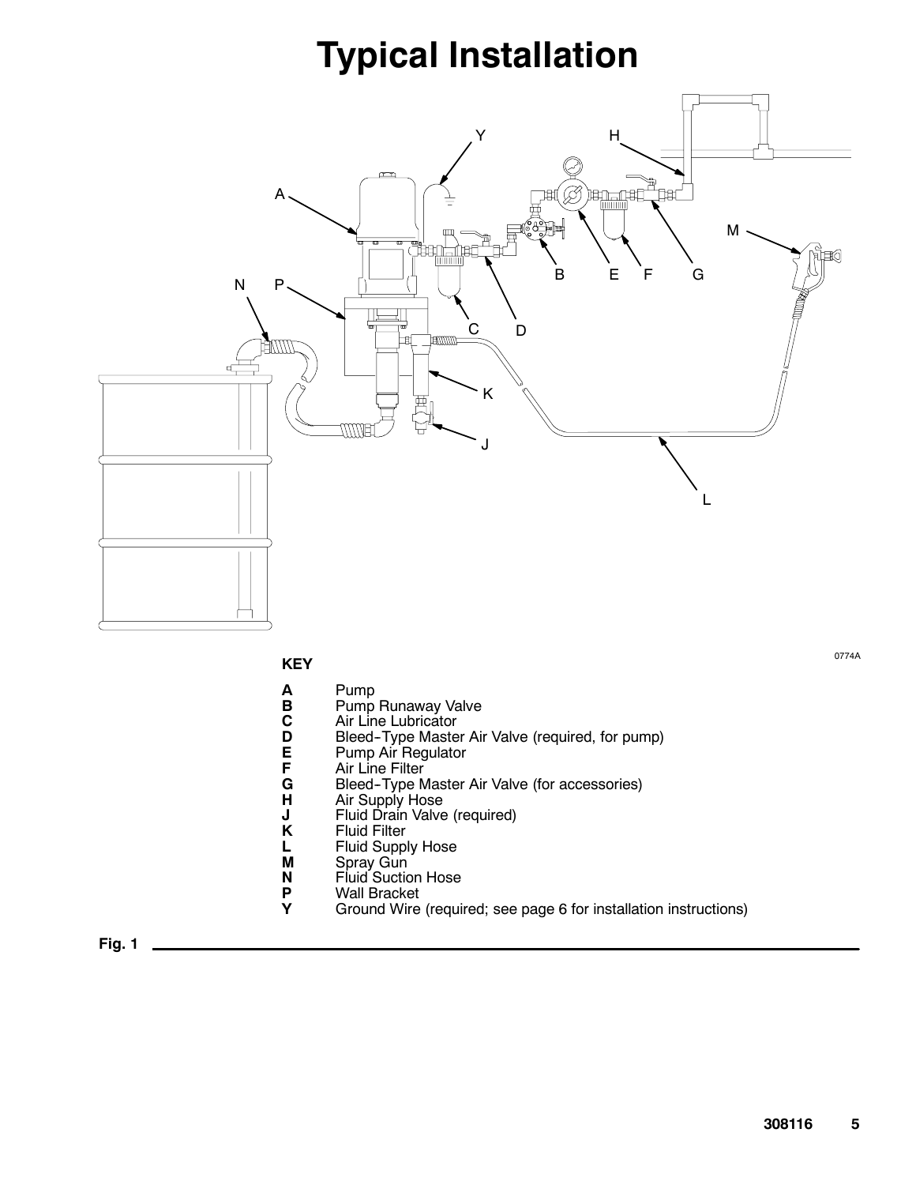# Typical Installation

0774A

**KEY**

**A** Pump
**B** Pump Runaway Valve
**C** Air Line Lubricator
**D** Bleed-Type Master Air Valve (required, for pump)
**E** Pump Air Regulator
**F** Air Line Filter
**G** Bleed-Type Master Air Valve (for accessories)
**H** Air Supply Hose
**J** Fluid Drain Valve (required)
**K** Fluid Filter
**L** Fluid Supply Hose
**M** Spray Gun
**N** Fluid Suction Hose
**P** Wall Bracket
**Y** Ground Wire (required; see page 6 for installation instructions)

**Fig. 1**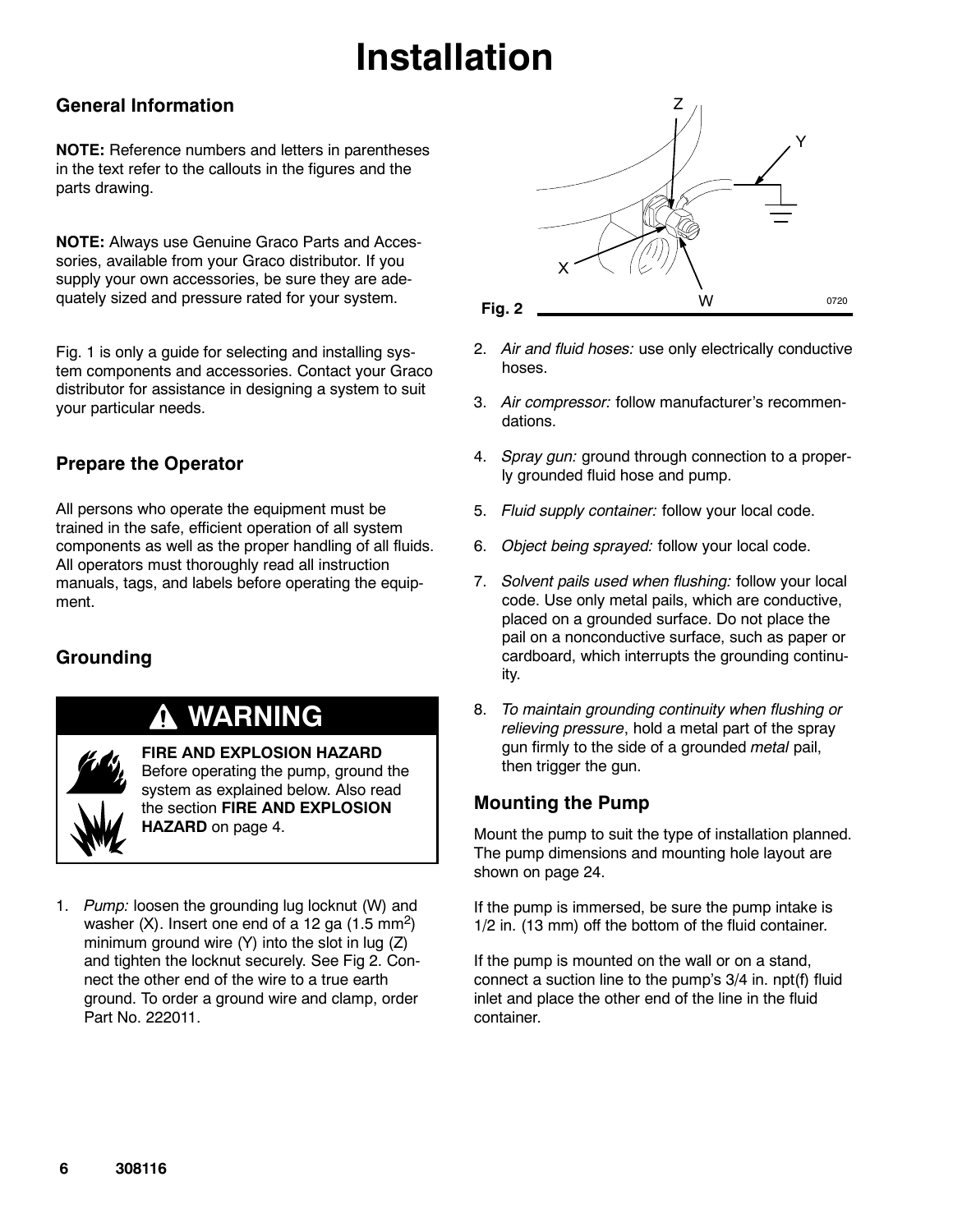# Installation

## General Information

**NOTE:** Reference numbers and letters in parentheses in the text refer to the callouts in the figures and the parts drawing.

**NOTE:** Always use Genuine Graco Parts and Accessories, available from your Graco distributor. If you supply your own accessories, be sure they are adequately sized and pressure rated for your system.

Fig. 1 is only a guide for selecting and installing system components and accessories. Contact your Graco distributor for assistance in designing a system to suit your particular needs.

## Prepare the Operator

All persons who operate the equipment must be trained in the safe, efficient operation of all system components as well as the proper handling of all fluids. All operators must thoroughly read all instruction manuals, tags, and labels before operating the equipment.

## Grounding

**⚠ WARNING**

**FIRE AND EXPLOSION HAZARD**
Before operating the pump, ground the system as explained below. Also read the section **FIRE AND EXPLOSION HAZARD** on page 4.

1. *Pump:* loosen the grounding lug locknut (W) and washer (X). Insert one end of a 12 ga (1.5 mm$^2$) minimum ground wire (Y) into the slot in lug (Z) and tighten the locknut securely. See Fig 2. Connect the other end of the wire to a true earth ground. To order a ground wire and clamp, order Part No. 222011.

**Fig. 2**

2. *Air and fluid hoses:* use only electrically conductive hoses.
3. *Air compressor:* follow manufacturer's recommendations.
4. *Spray gun:* ground through connection to a properly grounded fluid hose and pump.
5. *Fluid supply container:* follow your local code.
6. *Object being sprayed:* follow your local code.
7. *Solvent pails used when flushing:* follow your local code. Use only metal pails, which are conductive, placed on a grounded surface. Do not place the pail on a nonconductive surface, such as paper or cardboard, which interrupts the grounding continuity.
8. *To maintain grounding continuity when flushing or relieving pressure*, hold a metal part of the spray gun firmly to the side of a grounded *metal* pail, then trigger the gun.

## Mounting the Pump

Mount the pump to suit the type of installation planned. The pump dimensions and mounting hole layout are shown on page 24.

If the pump is immersed, be sure the pump intake is 1/2 in. (13 mm) off the bottom of the fluid container.

If the pump is mounted on the wall or on a stand, connect a suction line to the pump's 3/4 in. npt(f) fluid inlet and place the other end of the line in the fluid container.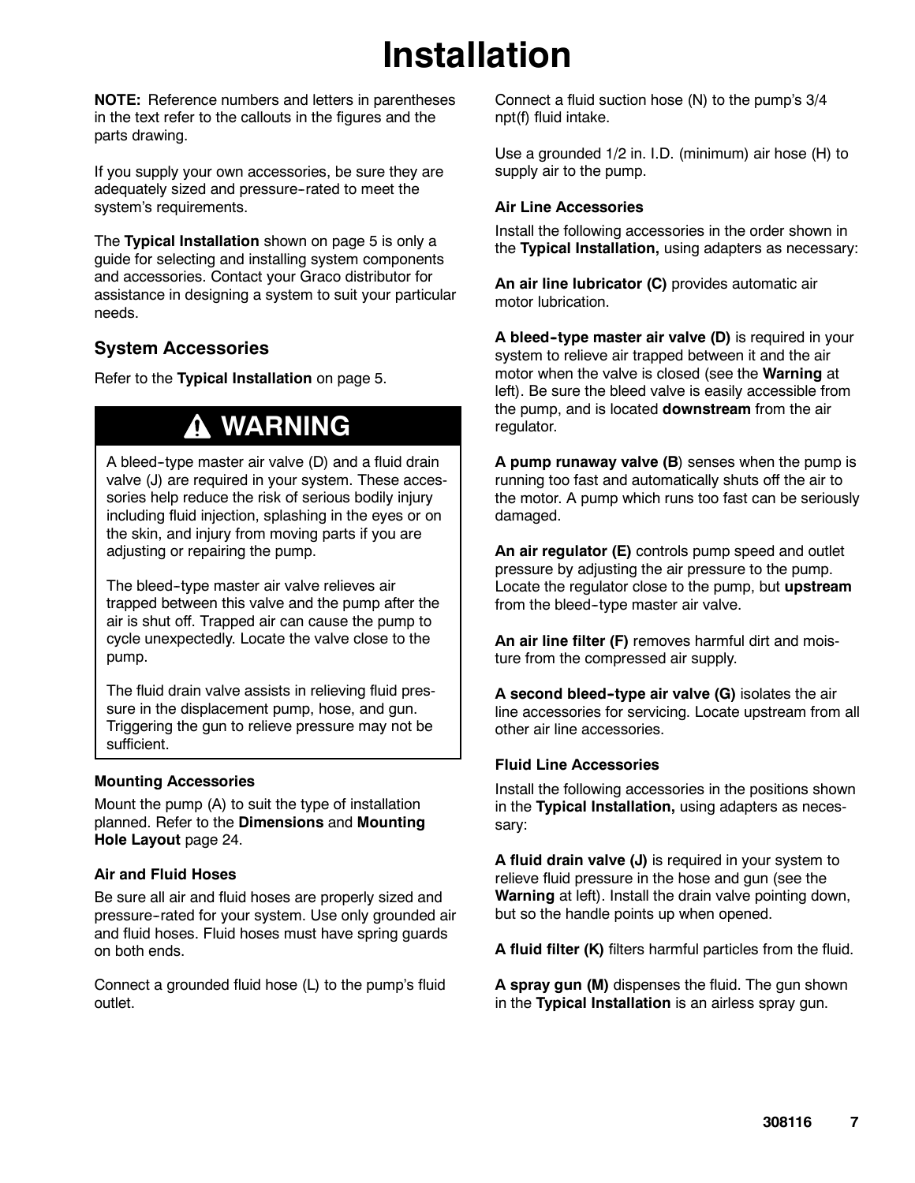# Installation

**NOTE:** Reference numbers and letters in parentheses in the text refer to the callouts in the figures and the parts drawing.

If you supply your own accessories, be sure they are adequately sized and pressure-rated to meet the system's requirements.

The **Typical Installation** shown on page 5 is only a guide for selecting and installing system components and accessories. Contact your Graco distributor for assistance in designing a system to suit your particular needs.

## System Accessories

Refer to the **Typical Installation** on page 5.

> **⚠ WARNING**
>
> A bleed-type master air valve (D) and a fluid drain valve (J) are required in your system. These accessories help reduce the risk of serious bodily injury including fluid injection, splashing in the eyes or on the skin, and injury from moving parts if you are adjusting or repairing the pump.
>
> The bleed-type master air valve relieves air trapped between this valve and the pump after the air is shut off. Trapped air can cause the pump to cycle unexpectedly. Locate the valve close to the pump.
>
> The fluid drain valve assists in relieving fluid pressure in the displacement pump, hose, and gun. Triggering the gun to relieve pressure may not be sufficient.

### Mounting Accessories

Mount the pump (A) to suit the type of installation planned. Refer to the **Dimensions** and **Mounting Hole Layout** page 24.

### Air and Fluid Hoses

Be sure all air and fluid hoses are properly sized and pressure-rated for your system. Use only grounded air and fluid hoses. Fluid hoses must have spring guards on both ends.

Connect a grounded fluid hose (L) to the pump's fluid outlet.

Connect a fluid suction hose (N) to the pump's 3/4 npt(f) fluid intake.

Use a grounded 1/2 in. I.D. (minimum) air hose (H) to supply air to the pump.

### Air Line Accessories

Install the following accessories in the order shown in the **Typical Installation,** using adapters as necessary:

**An air line lubricator (C)** provides automatic air motor lubrication.

**A bleed-type master air valve (D)** is required in your system to relieve air trapped between it and the air motor when the valve is closed (see the **Warning** at left). Be sure the bleed valve is easily accessible from the pump, and is located **downstream** from the air regulator.

**A pump runaway valve (B**) senses when the pump is running too fast and automatically shuts off the air to the motor. A pump which runs too fast can be seriously damaged.

**An air regulator (E)** controls pump speed and outlet pressure by adjusting the air pressure to the pump. Locate the regulator close to the pump, but **upstream** from the bleed-type master air valve.

**An air line filter (F)** removes harmful dirt and moisture from the compressed air supply.

**A second bleed-type air valve (G)** isolates the air line accessories for servicing. Locate upstream from all other air line accessories.

### Fluid Line Accessories

Install the following accessories in the positions shown in the **Typical Installation,** using adapters as necessary:

**A fluid drain valve (J)** is required in your system to relieve fluid pressure in the hose and gun (see the **Warning** at left). Install the drain valve pointing down, but so the handle points up when opened.

**A fluid filter (K)** filters harmful particles from the fluid.

**A spray gun (M)** dispenses the fluid. The gun shown in the **Typical Installation** is an airless spray gun.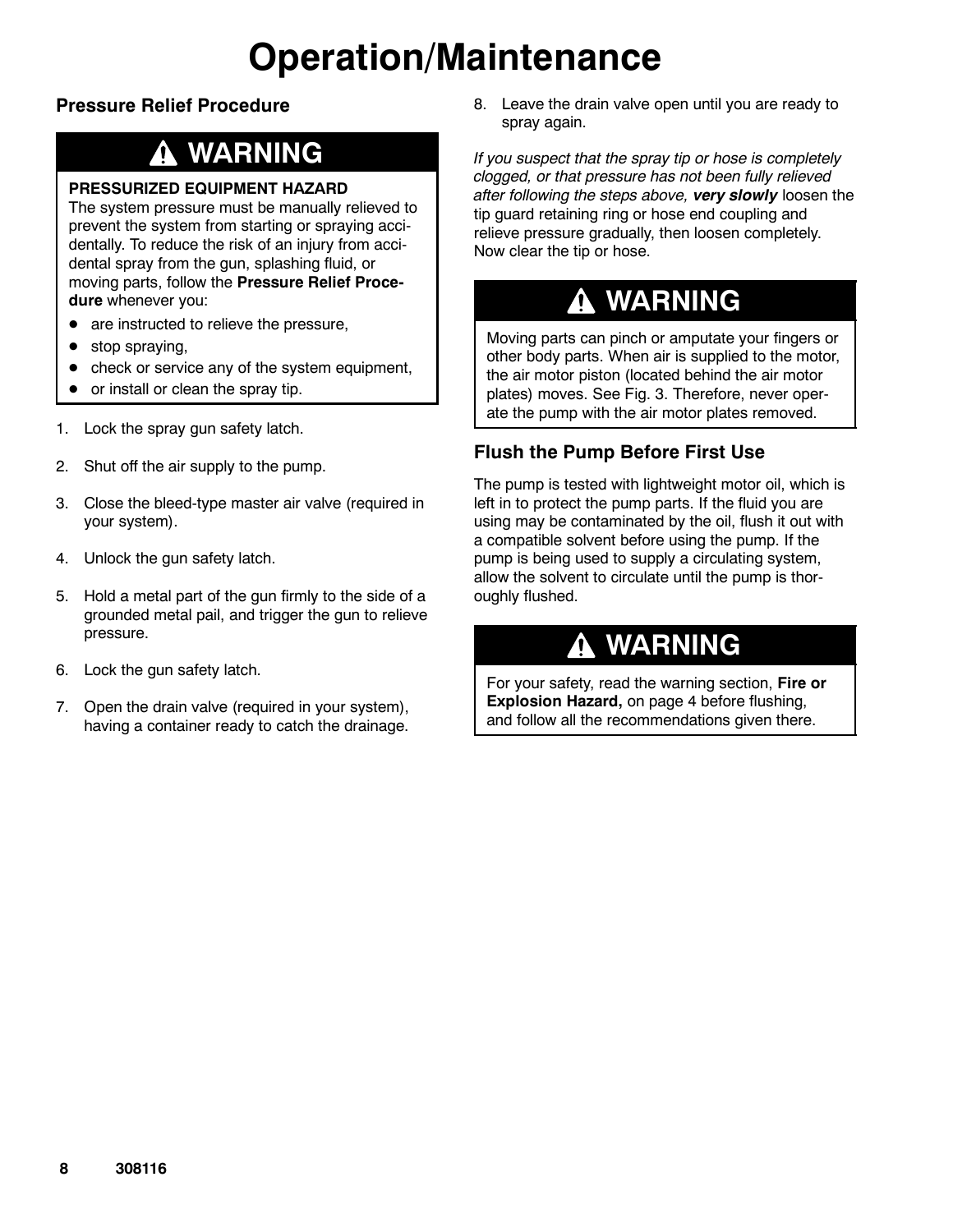# Operation/Maintenance

## Pressure Relief Procedure

> **⚠ WARNING**
>
> **PRESSURIZED EQUIPMENT HAZARD**
> The system pressure must be manually relieved to prevent the system from starting or spraying accidentally. To reduce the risk of an injury from accidental spray from the gun, splashing fluid, or moving parts, follow the **Pressure Relief Procedure** whenever you:
>
> - are instructed to relieve the pressure,
> - stop spraying,
> - check or service any of the system equipment,
> - or install or clean the spray tip.

1. Lock the spray gun safety latch.
2. Shut off the air supply to the pump.
3. Close the bleed-type master air valve (required in your system).
4. Unlock the gun safety latch.
5. Hold a metal part of the gun firmly to the side of a grounded metal pail, and trigger the gun to relieve pressure.
6. Lock the gun safety latch.
7. Open the drain valve (required in your system), having a container ready to catch the drainage.
8. Leave the drain valve open until you are ready to spray again.

*If you suspect that the spray tip or hose is completely clogged, or that pressure has not been fully relieved after following the steps above,* ***very slowly*** loosen the tip guard retaining ring or hose end coupling and relieve pressure gradually, then loosen completely. Now clear the tip or hose.

> **⚠ WARNING**
>
> Moving parts can pinch or amputate your fingers or other body parts. When air is supplied to the motor, the air motor piston (located behind the air motor plates) moves. See Fig. 3. Therefore, never operate the pump with the air motor plates removed.

## Flush the Pump Before First Use

The pump is tested with lightweight motor oil, which is left in to protect the pump parts. If the fluid you are using may be contaminated by the oil, flush it out with a compatible solvent before using the pump. If the pump is being used to supply a circulating system, allow the solvent to circulate until the pump is thoroughly flushed.

> **⚠ WARNING**
>
> For your safety, read the warning section, **Fire or Explosion Hazard,** on page 4 before flushing, and follow all the recommendations given there.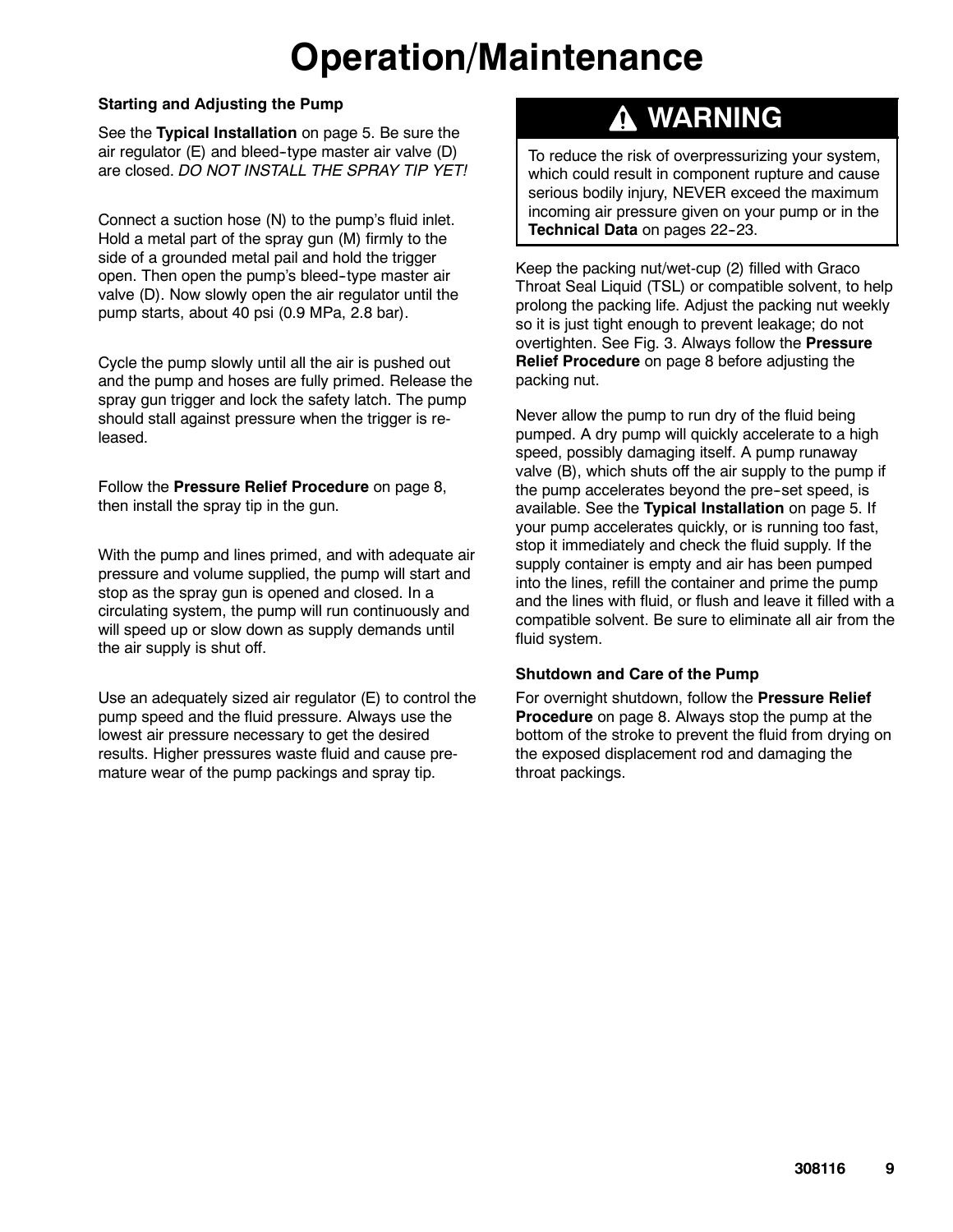# Operation/Maintenance

### Starting and Adjusting the Pump

See the **Typical Installation** on page 5. Be sure the air regulator (E) and bleed-type master air valve (D) are closed. *DO NOT INSTALL THE SPRAY TIP YET!*

Connect a suction hose (N) to the pump's fluid inlet. Hold a metal part of the spray gun (M) firmly to the side of a grounded metal pail and hold the trigger open. Then open the pump's bleed-type master air valve (D). Now slowly open the air regulator until the pump starts, about 40 psi (0.9 MPa, 2.8 bar).

Cycle the pump slowly until all the air is pushed out and the pump and hoses are fully primed. Release the spray gun trigger and lock the safety latch. The pump should stall against pressure when the trigger is released.

Follow the **Pressure Relief Procedure** on page 8, then install the spray tip in the gun.

With the pump and lines primed, and with adequate air pressure and volume supplied, the pump will start and stop as the spray gun is opened and closed. In a circulating system, the pump will run continuously and will speed up or slow down as supply demands until the air supply is shut off.

Use an adequately sized air regulator (E) to control the pump speed and the fluid pressure. Always use the lowest air pressure necessary to get the desired results. Higher pressures waste fluid and cause premature wear of the pump packings and spray tip.

> **⚠ WARNING**
>
> To reduce the risk of overpressurizing your system, which could result in component rupture and cause serious bodily injury, NEVER exceed the maximum incoming air pressure given on your pump or in the **Technical Data** on pages 22-23.

Keep the packing nut/wet-cup (2) filled with Graco Throat Seal Liquid (TSL) or compatible solvent, to help prolong the packing life. Adjust the packing nut weekly so it is just tight enough to prevent leakage; do not overtighten. See Fig. 3. Always follow the **Pressure Relief Procedure** on page 8 before adjusting the packing nut.

Never allow the pump to run dry of the fluid being pumped. A dry pump will quickly accelerate to a high speed, possibly damaging itself. A pump runaway valve (B), which shuts off the air supply to the pump if the pump accelerates beyond the pre-set speed, is available. See the **Typical Installation** on page 5. If your pump accelerates quickly, or is running too fast, stop it immediately and check the fluid supply. If the supply container is empty and air has been pumped into the lines, refill the container and prime the pump and the lines with fluid, or flush and leave it filled with a compatible solvent. Be sure to eliminate all air from the fluid system.

### Shutdown and Care of the Pump

For overnight shutdown, follow the **Pressure Relief Procedure** on page 8. Always stop the pump at the bottom of the stroke to prevent the fluid from drying on the exposed displacement rod and damaging the throat packings.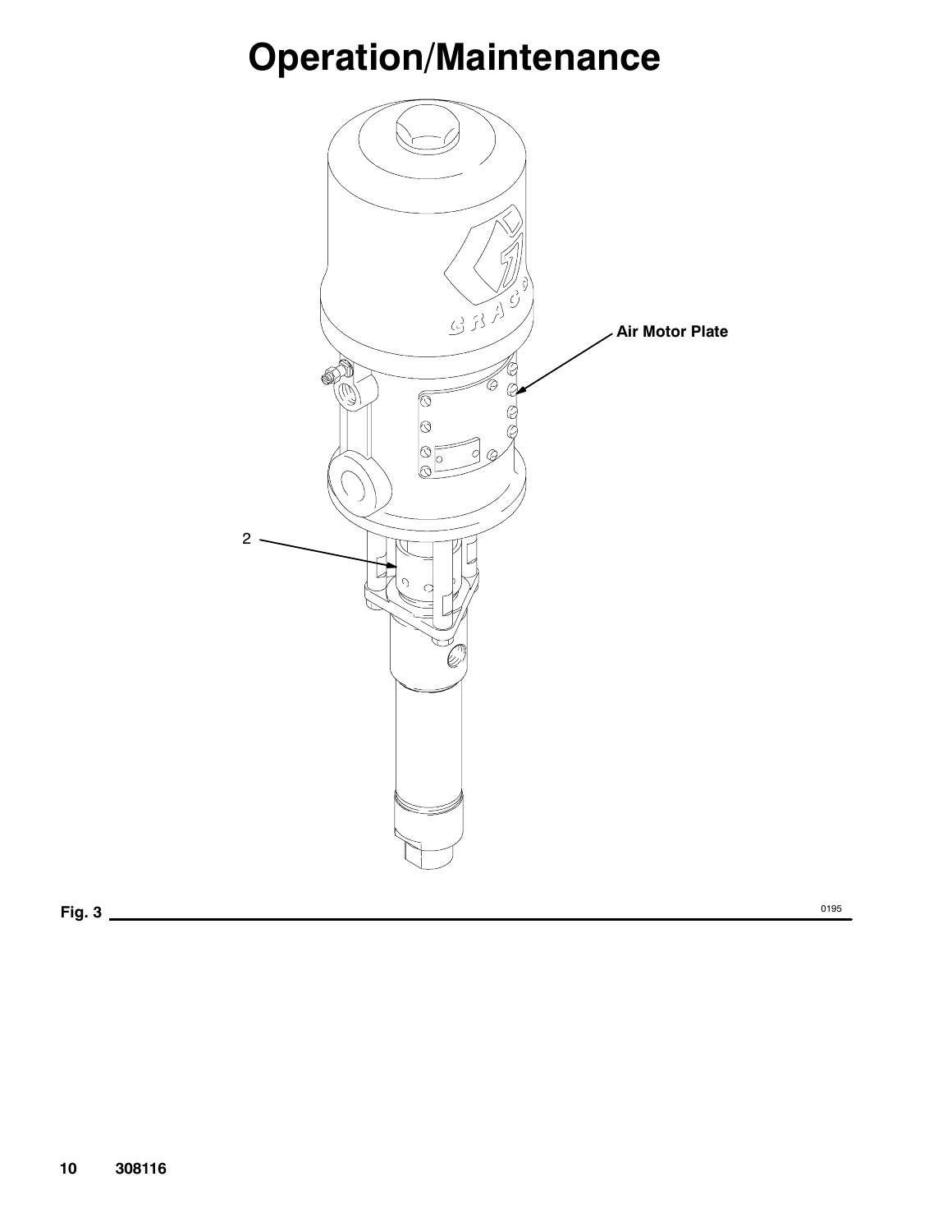# Operation/Maintenance

Fig. 3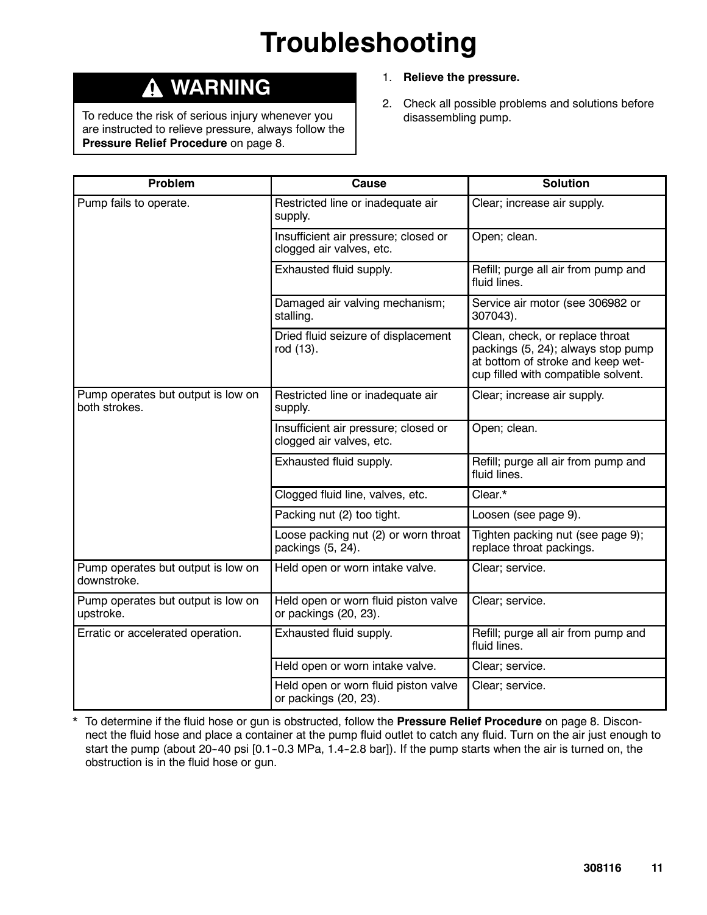# Troubleshooting

## ⚠ WARNING

To reduce the risk of serious injury whenever you are instructed to relieve pressure, always follow the **Pressure Relief Procedure** on page 8.

1. **Relieve the pressure.**
2. Check all possible problems and solutions before disassembling pump.

| Problem | Cause | Solution |
| --- | --- | --- |
| Pump fails to operate. | Restricted line or inadequate air supply. | Clear; increase air supply. |
| | Insufficient air pressure; closed or clogged air valves, etc. | Open; clean. |
| | Exhausted fluid supply. | Refill; purge all air from pump and fluid lines. |
| | Damaged air valving mechanism; stalling. | Service air motor (see 306982 or 307043). |
| | Dried fluid seizure of displacement rod (13). | Clean, check, or replace throat packings (5, 24); always stop pump at bottom of stroke and keep wet-cup filled with compatible solvent. |
| Pump operates but output is low on both strokes. | Restricted line or inadequate air supply. | Clear; increase air supply. |
| | Insufficient air pressure; closed or clogged air valves, etc. | Open; clean. |
| | Exhausted fluid supply. | Refill; purge all air from pump and fluid lines. |
| | Clogged fluid line, valves, etc. | Clear.* |
| | Packing nut (2) too tight. | Loosen (see page 9). |
| | Loose packing nut (2) or worn throat packings (5, 24). | Tighten packing nut (see page 9); replace throat packings. |
| Pump operates but output is low on downstroke. | Held open or worn intake valve. | Clear; service. |
| Pump operates but output is low on upstroke. | Held open or worn fluid piston valve or packings (20, 23). | Clear; service. |
| Erratic or accelerated operation. | Exhausted fluid supply. | Refill; purge all air from pump and fluid lines. |
| | Held open or worn intake valve. | Clear; service. |
| | Held open or worn fluid piston valve or packings (20, 23). | Clear; service. |

\* To determine if the fluid hose or gun is obstructed, follow the **Pressure Relief Procedure** on page 8. Disconnect the fluid hose and place a container at the pump fluid outlet to catch any fluid. Turn on the air just enough to start the pump (about 20-40 psi [0.1-0.3 MPa, 1.4-2.8 bar]). If the pump starts when the air is turned on, the obstruction is in the fluid hose or gun.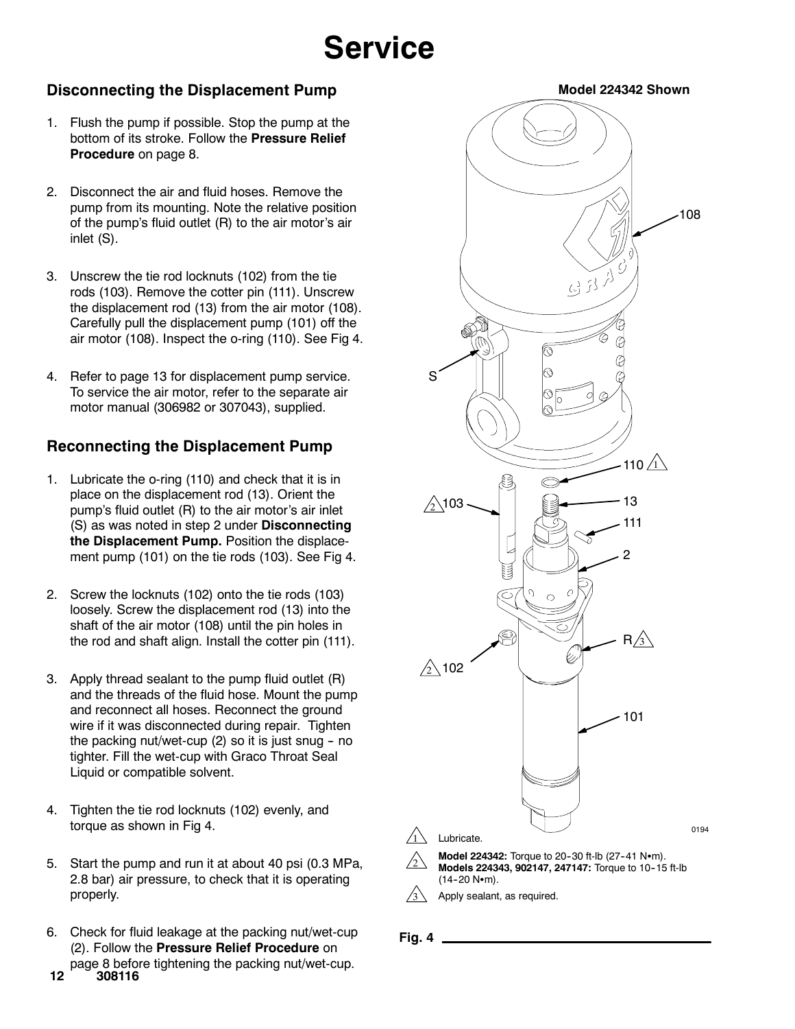# Service

## Disconnecting the Displacement Pump

1. Flush the pump if possible. Stop the pump at the bottom of its stroke. Follow the **Pressure Relief Procedure** on page 8.

2. Disconnect the air and fluid hoses. Remove the pump from its mounting. Note the relative position of the pump's fluid outlet (R) to the air motor's air inlet (S).

3. Unscrew the tie rod locknuts (102) from the tie rods (103). Remove the cotter pin (111). Unscrew the displacement rod (13) from the air motor (108). Carefully pull the displacement pump (101) off the air motor (108). Inspect the o-ring (110). See Fig 4.

4. Refer to page 13 for displacement pump service. To service the air motor, refer to the separate air motor manual (306982 or 307043), supplied.

## Reconnecting the Displacement Pump

1. Lubricate the o-ring (110) and check that it is in place on the displacement rod (13). Orient the pump's fluid outlet (R) to the air motor's air inlet (S) as was noted in step 2 under **Disconnecting the Displacement Pump.** Position the displacement pump (101) on the tie rods (103). See Fig 4.

2. Screw the locknuts (102) onto the tie rods (103) loosely. Screw the displacement rod (13) into the shaft of the air motor (108) until the pin holes in the rod and shaft align. Install the cotter pin (111).

3. Apply thread sealant to the pump fluid outlet (R) and the threads of the fluid hose. Mount the pump and reconnect all hoses. Reconnect the ground wire if it was disconnected during repair. Tighten the packing nut/wet-cup (2) so it is just snug – no tighter. Fill the wet-cup with Graco Throat Seal Liquid or compatible solvent.

4. Tighten the tie rod locknuts (102) evenly, and torque as shown in Fig 4.

5. Start the pump and run it at about 40 psi (0.3 MPa, 2.8 bar) air pressure, to check that it is operating properly.

6. Check for fluid leakage at the packing nut/wet-cup (2). Follow the **Pressure Relief Procedure** on page 8 before tightening the packing nut/wet-cup.

**Model 224342 Shown**

108, S, 110 (1), 103 (2), 13, 111, 2, R (3), 102 (2), 101

0194

1. Lubricate.
2. **Model 224342:** Torque to 20–30 ft-lb (27–41 N•m). **Models 224343, 902147, 247147:** Torque to 10–15 ft-lb (14–20 N•m).
3. Apply sealant, as required.

**Fig. 4**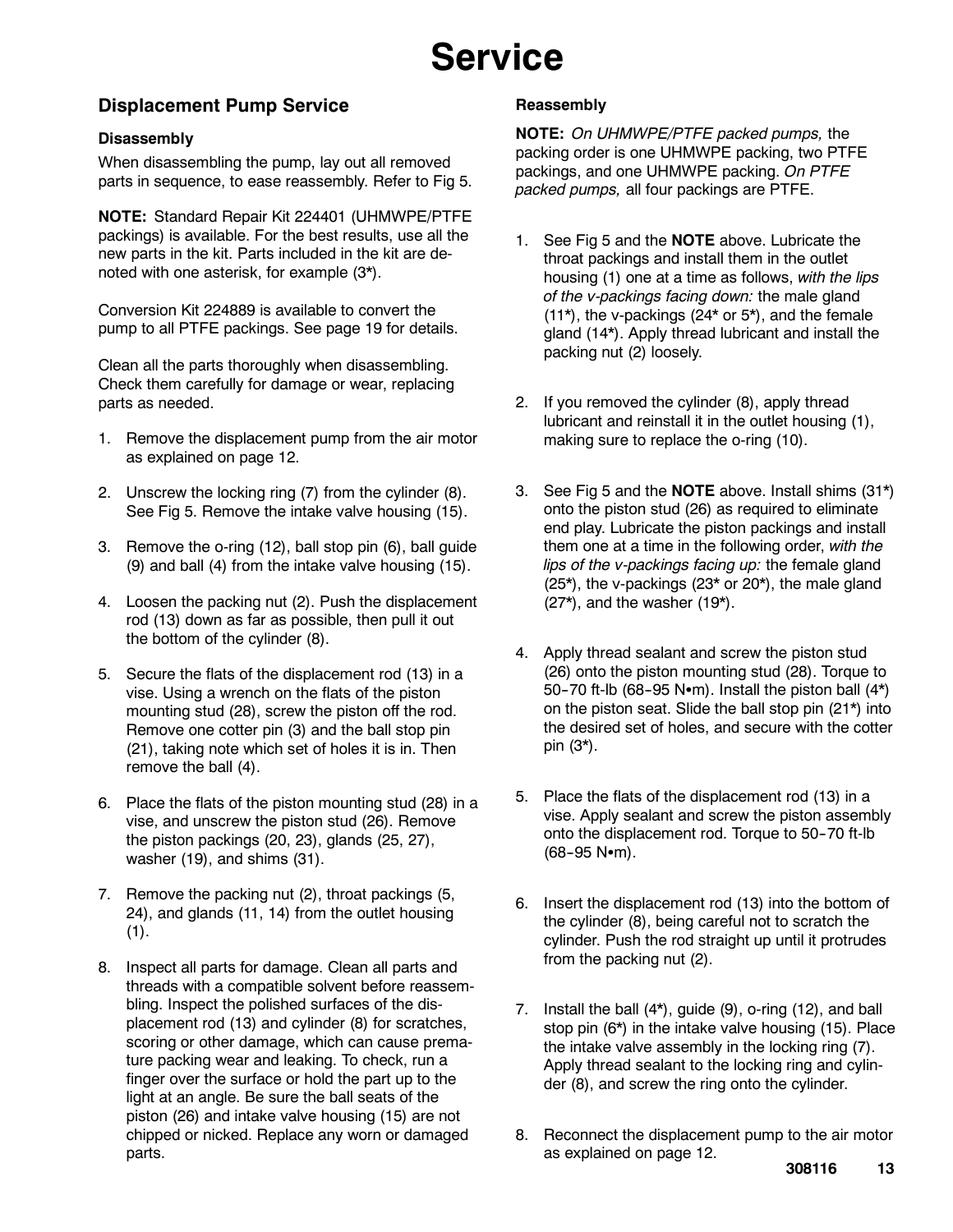# Service

## Displacement Pump Service

### Disassembly

When disassembling the pump, lay out all removed parts in sequence, to ease reassembly. Refer to Fig 5.

**NOTE:** Standard Repair Kit 224401 (UHMWPE/PTFE packings) is available. For the best results, use all the new parts in the kit. Parts included in the kit are denoted with one asterisk, for example (3*).

Conversion Kit 224889 is available to convert the pump to all PTFE packings. See page 19 for details.

Clean all the parts thoroughly when disassembling. Check them carefully for damage or wear, replacing parts as needed.

1. Remove the displacement pump from the air motor as explained on page 12.
2. Unscrew the locking ring (7) from the cylinder (8). See Fig 5. Remove the intake valve housing (15).
3. Remove the o-ring (12), ball stop pin (6), ball guide (9) and ball (4) from the intake valve housing (15).
4. Loosen the packing nut (2). Push the displacement rod (13) down as far as possible, then pull it out the bottom of the cylinder (8).
5. Secure the flats of the displacement rod (13) in a vise. Using a wrench on the flats of the piston mounting stud (28), screw the piston off the rod. Remove one cotter pin (3) and the ball stop pin (21), taking note which set of holes it is in. Then remove the ball (4).
6. Place the flats of the piston mounting stud (28) in a vise, and unscrew the piston stud (26). Remove the piston packings (20, 23), glands (25, 27), washer (19), and shims (31).
7. Remove the packing nut (2), throat packings (5, 24), and glands (11, 14) from the outlet housing (1).
8. Inspect all parts for damage. Clean all parts and threads with a compatible solvent before reassembling. Inspect the polished surfaces of the displacement rod (13) and cylinder (8) for scratches, scoring or other damage, which can cause premature packing wear and leaking. To check, run a finger over the surface or hold the part up to the light at an angle. Be sure the ball seats of the piston (26) and intake valve housing (15) are not chipped or nicked. Replace any worn or damaged parts.

### Reassembly

**NOTE:** *On UHMWPE/PTFE packed pumps,* the packing order is one UHMWPE packing, two PTFE packings, and one UHMWPE packing. *On PTFE packed pumps,* all four packings are PTFE.

1. See Fig 5 and the **NOTE** above. Lubricate the throat packings and install them in the outlet housing (1) one at a time as follows, *with the lips of the v-packings facing down:* the male gland (11*), the v-packings (24* or 5*), and the female gland (14*). Apply thread lubricant and install the packing nut (2) loosely.
2. If you removed the cylinder (8), apply thread lubricant and reinstall it in the outlet housing (1), making sure to replace the o-ring (10).
3. See Fig 5 and the **NOTE** above. Install shims (31*) onto the piston stud (26) as required to eliminate end play. Lubricate the piston packings and install them one at a time in the following order, *with the lips of the v-packings facing up:* the female gland (25*), the v-packings (23* or 20*), the male gland (27*), and the washer (19*).
4. Apply thread sealant and screw the piston stud (26) onto the piston mounting stud (28). Torque to 50–70 ft-lb (68–95 N•m). Install the piston ball (4*) on the piston seat. Slide the ball stop pin (21*) into the desired set of holes, and secure with the cotter pin (3*).
5. Place the flats of the displacement rod (13) in a vise. Apply sealant and screw the piston assembly onto the displacement rod. Torque to 50–70 ft-lb (68–95 N•m).
6. Insert the displacement rod (13) into the bottom of the cylinder (8), being careful not to scratch the cylinder. Push the rod straight up until it protrudes from the packing nut (2).
7. Install the ball (4*), guide (9), o-ring (12), and ball stop pin (6*) in the intake valve housing (15). Place the intake valve assembly in the locking ring (7). Apply thread sealant to the locking ring and cylinder (8), and screw the ring onto the cylinder.
8. Reconnect the displacement pump to the air motor as explained on page 12.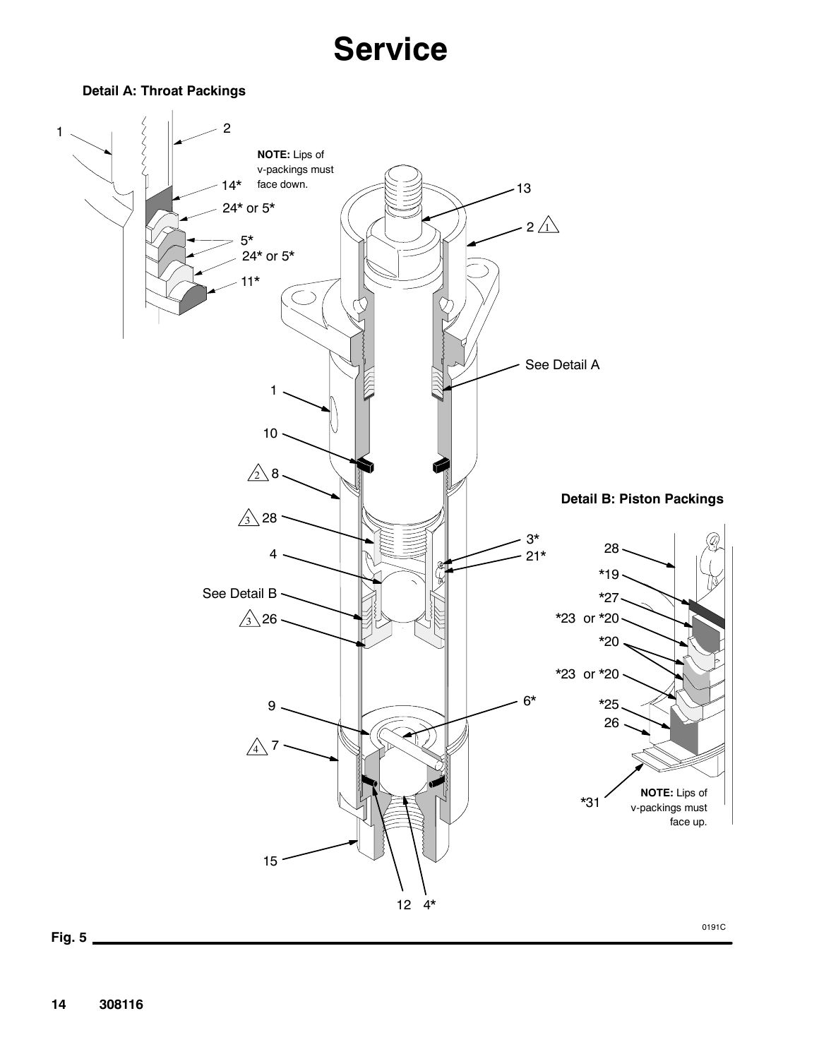# Service

**Detail A: Throat Packings**

**NOTE:** Lips of v-packings must face down.

**Detail B: Piston Packings**

**NOTE:** Lips of v-packings must face up.

Fig. 5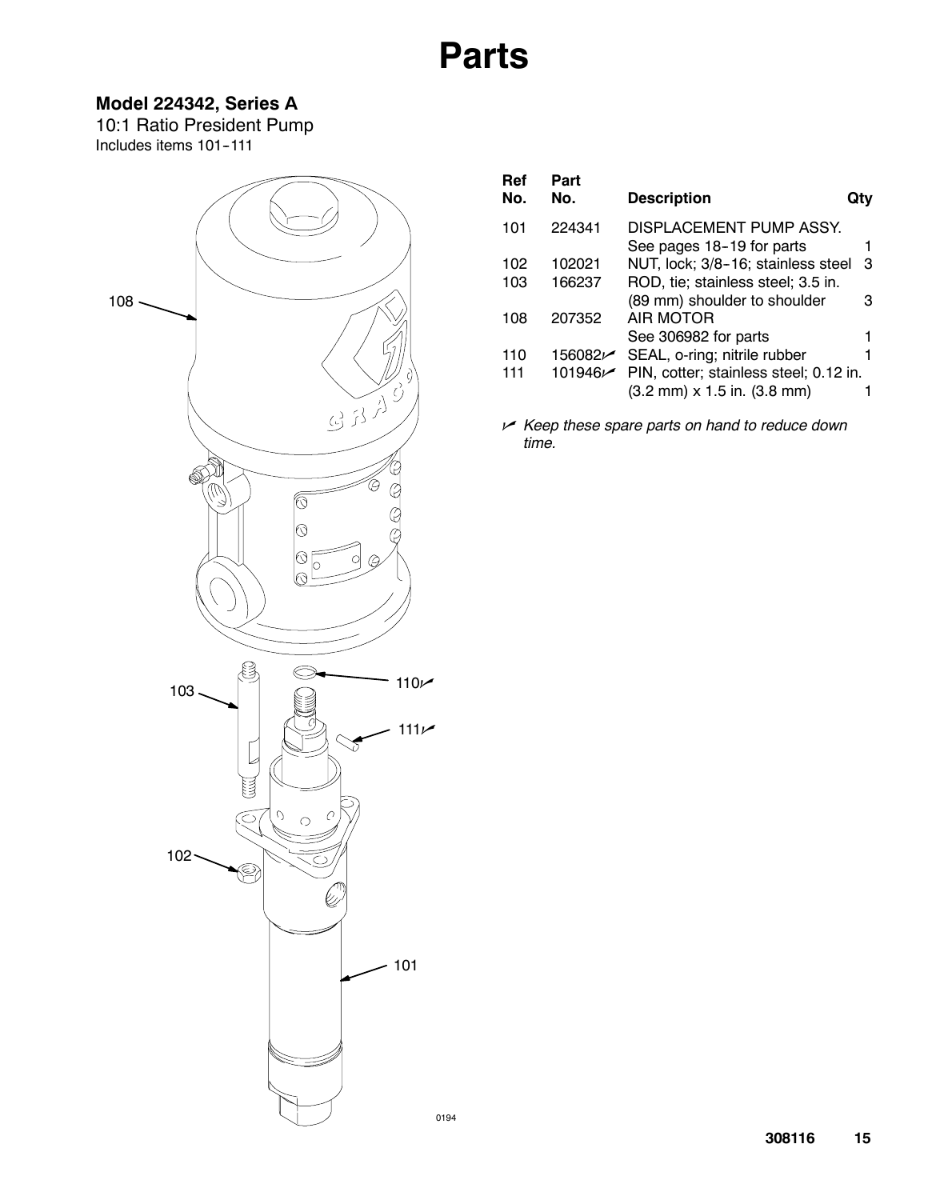# Parts

## Model 224342, Series A

10:1 Ratio President Pump
Includes items 101–111

| Ref No. | Part No. | Description | Qty |
|---|---|---|---|
| 101 | 224341 | DISPLACEMENT PUMP ASSY. See pages 18–19 for parts | 1 |
| 102 | 102021 | NUT, lock; 3/8–16; stainless steel | 3 |
| 103 | 166237 | ROD, tie; stainless steel; 3.5 in. (89 mm) shoulder to shoulder | 3 |
| 108 | 207352 | AIR MOTOR See 306982 for parts | 1 |
| 110 | 156082✓ | SEAL, o-ring; nitrile rubber | 1 |
| 111 | 101946✓ | PIN, cotter; stainless steel; 0.12 in. (3.2 mm) x 1.5 in. (3.8 mm) | 1 |

✓ *Keep these spare parts on hand to reduce down time.*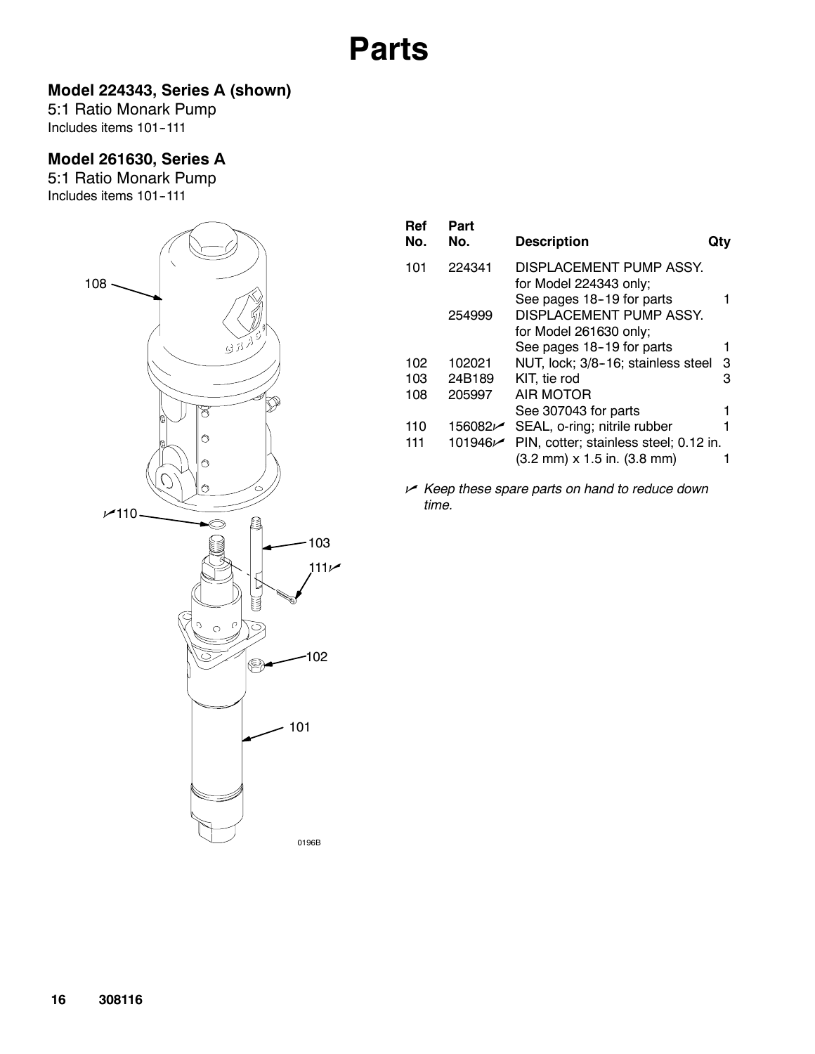# Parts

### Model 224343, Series A (shown)

5:1 Ratio Monark Pump
Includes items 101–111

### Model 261630, Series A

5:1 Ratio Monark Pump
Includes items 101–111

| Ref No. | Part No. | Description | Qty |
|---|---|---|---|
| 101 | 224341 | DISPLACEMENT PUMP ASSY. for Model 224343 only; See pages 18–19 for parts | 1 |
| | 254999 | DISPLACEMENT PUMP ASSY. for Model 261630 only; See pages 18–19 for parts | 1 |
| 102 | 102021 | NUT, lock; 3/8–16; stainless steel | 3 |
| 103 | 24B189 | KIT, tie rod | 3 |
| 108 | 205997 | AIR MOTOR See 307043 for parts | 1 |
| 110 | 156082✓ | SEAL, o-ring; nitrile rubber | 1 |
| 111 | 101946✓ | PIN, cotter; stainless steel; 0.12 in. (3.2 mm) x 1.5 in. (3.8 mm) | 1 |

✓ *Keep these spare parts on hand to reduce down time.*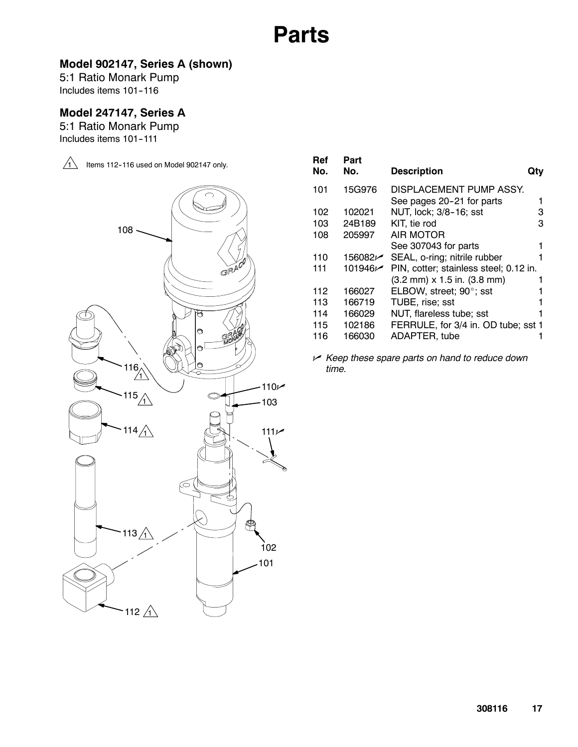# Parts

### Model 902147, Series A (shown)

5:1 Ratio Monark Pump
Includes items 101-116

### Model 247147, Series A

5:1 Ratio Monark Pump
Includes items 101-111

⚠1 Items 112-116 used on Model 902147 only.

| Ref No. | Part No. | Description | Qty |
|---|---|---|---|
| 101 | 15G976 | DISPLACEMENT PUMP ASSY. See pages 20-21 for parts | 1 |
| 102 | 102021 | NUT, lock; 3/8-16; sst | 3 |
| 103 | 24B189 | KIT, tie rod | 3 |
| 108 | 205997 | AIR MOTOR See 307043 for parts | 1 |
| 110 | 156082✓ | SEAL, o-ring; nitrile rubber | 1 |
| 111 | 101946✓ | PIN, cotter; stainless steel; 0.12 in. (3.2 mm) x 1.5 in. (3.8 mm) | 1 |
| 112 | 166027 | ELBOW, street; 90°; sst | 1 |
| 113 | 166719 | TUBE, rise; sst | 1 |
| 114 | 166029 | NUT, flareless tube; sst | 1 |
| 115 | 102186 | FERRULE, for 3/4 in. OD tube; sst | 1 |
| 116 | 166030 | ADAPTER, tube | 1 |

✓ *Keep these spare parts on hand to reduce down time.*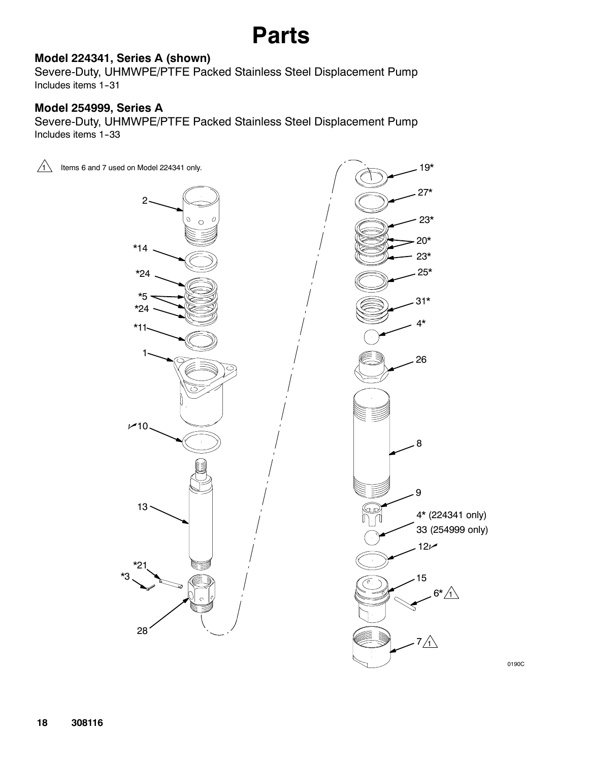# Parts

**Model 224341, Series A (shown)**

Severe-Duty, UHMWPE/PTFE Packed Stainless Steel Displacement Pump

Includes items 1–31

**Model 254999, Series A**

Severe-Duty, UHMWPE/PTFE Packed Stainless Steel Displacement Pump

Includes items 1–33

⚠1 Items 6 and 7 used on Model 224341 only.

2
*14
*24
*5
*24
*11
1
✓10
13
*21
*3
28

19*
27*
23*
20*
23*
25*
31*
4*
26
8
9
4* (224341 only)
33 (254999 only)
12✓
15
6* ⚠1
7 ⚠1

0190C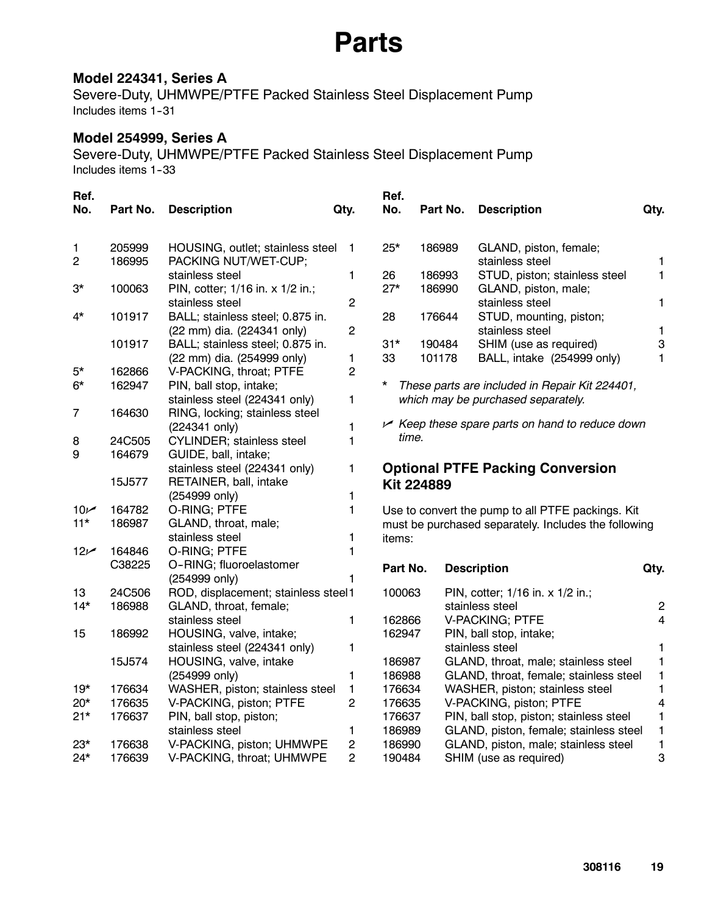# Parts

### Model 224341, Series A

Severe-Duty, UHMWPE/PTFE Packed Stainless Steel Displacement Pump
Includes items 1-31

### Model 254999, Series A

Severe-Duty, UHMWPE/PTFE Packed Stainless Steel Displacement Pump
Includes items 1-33

| Ref. No. | Part No. | Description | Qty. |
|---|---|---|---|
| 1 | 205999 | HOUSING, outlet; stainless steel | 1 |
| 2 | 186995 | PACKING NUT/WET-CUP; stainless steel | 1 |
| 3* | 100063 | PIN, cotter; 1/16 in. x 1/2 in.; stainless steel | 2 |
| 4* | 101917 | BALL; stainless steel; 0.875 in. (22 mm) dia. (224341 only) | 2 |
| | 101917 | BALL; stainless steel; 0.875 in. (22 mm) dia. (254999 only) | 1 |
| 5* | 162866 | V-PACKING, throat; PTFE | 2 |
| 6* | 162947 | PIN, ball stop, intake; stainless steel (224341 only) | 1 |
| 7 | 164630 | RING, locking; stainless steel (224341 only) | 1 |
| 8 | 24C505 | CYLINDER; stainless steel | 1 |
| 9 | 164679 | GUIDE, ball, intake; stainless steel (224341 only) | 1 |
| | 15J577 | RETAINER, ball, intake (254999 only) | 1 |
| 10✓ | 164782 | O-RING; PTFE | 1 |
| 11* | 186987 | GLAND, throat, male; stainless steel | 1 |
| 12✓ | 164846 | O-RING; PTFE | 1 |
| | C38225 | O-RING; fluoroelastomer (254999 only) | 1 |
| 13 | 24C506 | ROD, displacement; stainless steel | 1 |
| 14* | 186988 | GLAND, throat, female; stainless steel | 1 |
| 15 | 186992 | HOUSING, valve, intake; stainless steel (224341 only) | 1 |
| | 15J574 | HOUSING, valve, intake (254999 only) | 1 |
| 19* | 176634 | WASHER, piston; stainless steel | 1 |
| 20* | 176635 | V-PACKING, piston; PTFE | 2 |
| 21* | 176637 | PIN, ball stop, piston; stainless steel | 1 |
| 23* | 176638 | V-PACKING, piston; UHMWPE | 2 |
| 24* | 176639 | V-PACKING, throat; UHMWPE | 2 |
| 25* | 186989 | GLAND, piston, female; stainless steel | 1 |
| 26 | 186993 | STUD, piston; stainless steel | 1 |
| 27* | 186990 | GLAND, piston, male; stainless steel | 1 |
| 28 | 176644 | STUD, mounting, piston; stainless steel | 1 |
| 31* | 190484 | SHIM (use as required) | 3 |
| 33 | 101178 | BALL, intake (254999 only) | 1 |

\* *These parts are included in Repair Kit 224401, which may be purchased separately.*

✓ *Keep these spare parts on hand to reduce down time.*

### Optional PTFE Packing Conversion Kit 224889

Use to convert the pump to all PTFE packings. Kit must be purchased separately. Includes the following items:

| Part No. | Description | Qty. |
|---|---|---|
| 100063 | PIN, cotter; 1/16 in. x 1/2 in.; stainless steel | 2 |
| 162866 | V-PACKING; PTFE | 4 |
| 162947 | PIN, ball stop, intake; stainless steel | 1 |
| 186987 | GLAND, throat, male; stainless steel | 1 |
| 186988 | GLAND, throat, female; stainless steel | 1 |
| 176634 | WASHER, piston; stainless steel | 1 |
| 176635 | V-PACKING, piston; PTFE | 4 |
| 176637 | PIN, ball stop, piston; stainless steel | 1 |
| 186989 | GLAND, piston, female; stainless steel | 1 |
| 186990 | GLAND, piston, male; stainless steel | 1 |
| 190484 | SHIM (use as required) | 3 |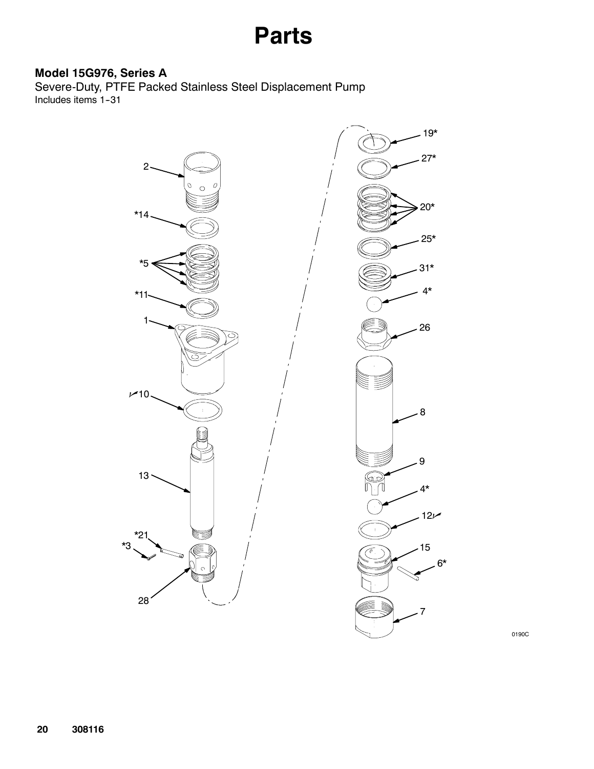# Parts

### Model 15G976, Series A

Severe-Duty, PTFE Packed Stainless Steel Displacement Pump
Includes items 1–31

0190C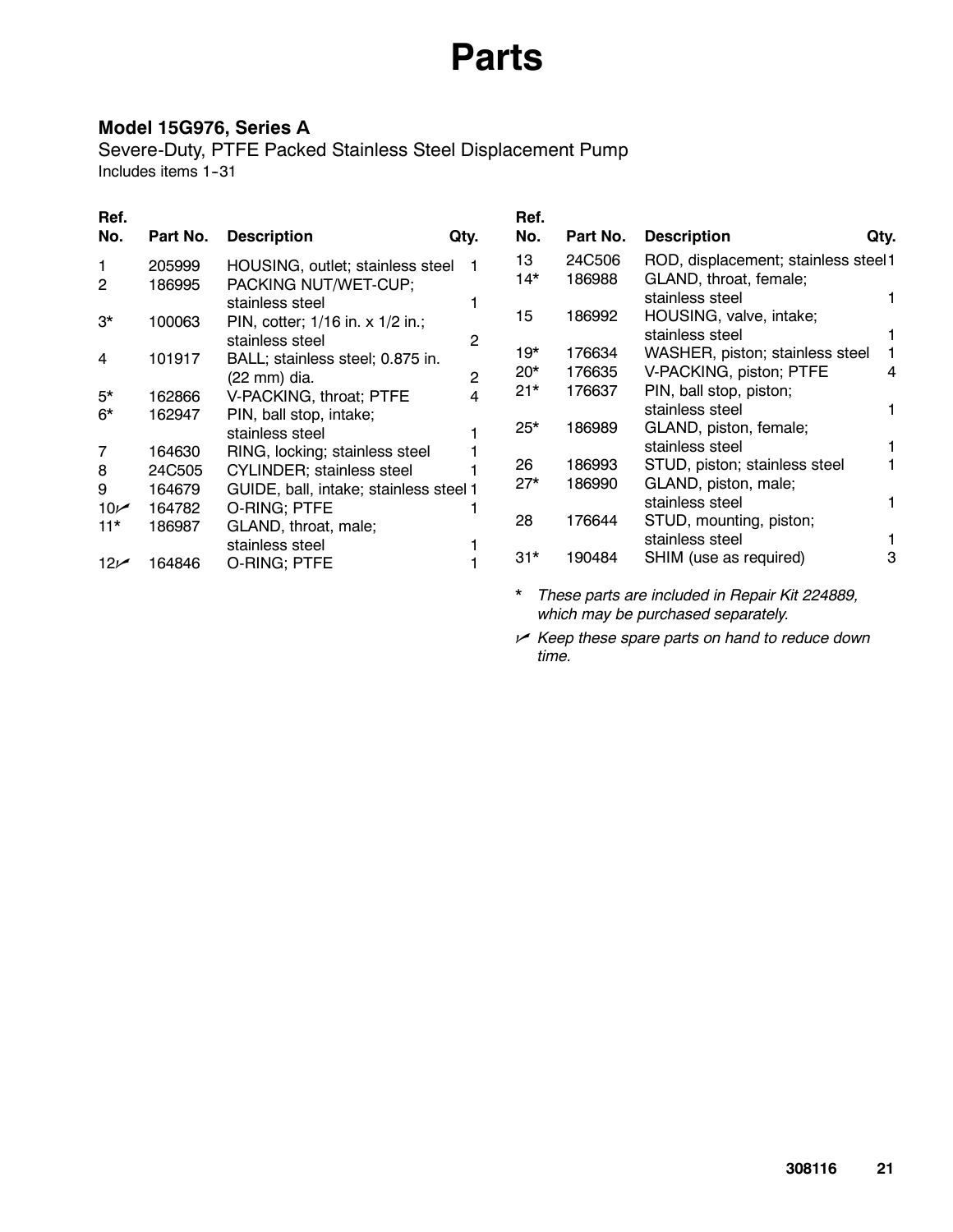# Parts

### Model 15G976, Series A

Severe-Duty, PTFE Packed Stainless Steel Displacement Pump
Includes items 1-31

| Ref. No. | Part No. | Description | Qty. |
|---|---|---|---|
| 1 | 205999 | HOUSING, outlet; stainless steel | 1 |
| 2 | 186995 | PACKING NUT/WET-CUP; stainless steel | 1 |
| 3* | 100063 | PIN, cotter; 1/16 in. x 1/2 in.; stainless steel | 2 |
| 4 | 101917 | BALL; stainless steel; 0.875 in. (22 mm) dia. | 2 |
| 5* | 162866 | V-PACKING, throat; PTFE | 4 |
| 6* | 162947 | PIN, ball stop, intake; stainless steel | 1 |
| 7 | 164630 | RING, locking; stainless steel | 1 |
| 8 | 24C505 | CYLINDER; stainless steel | 1 |
| 9 | 164679 | GUIDE, ball, intake; stainless steel | 1 |
| 10✓ | 164782 | O-RING; PTFE | 1 |
| 11* | 186987 | GLAND, throat, male; stainless steel | 1 |
| 12✓ | 164846 | O-RING; PTFE | 1 |
| 13 | 24C506 | ROD, displacement; stainless steel | 1 |
| 14* | 186988 | GLAND, throat, female; stainless steel | 1 |
| 15 | 186992 | HOUSING, valve, intake; stainless steel | 1 |
| 19* | 176634 | WASHER, piston; stainless steel | 1 |
| 20* | 176635 | V-PACKING, piston; PTFE | 4 |
| 21* | 176637 | PIN, ball stop, piston; stainless steel | 1 |
| 25* | 186989 | GLAND, piston, female; stainless steel | 1 |
| 26 | 186993 | STUD, piston; stainless steel | 1 |
| 27* | 186990 | GLAND, piston, male; stainless steel | 1 |
| 28 | 176644 | STUD, mounting, piston; stainless steel | 1 |
| 31* | 190484 | SHIM (use as required) | 3 |

\* *These parts are included in Repair Kit 224889, which may be purchased separately.*

✓ *Keep these spare parts on hand to reduce down time.*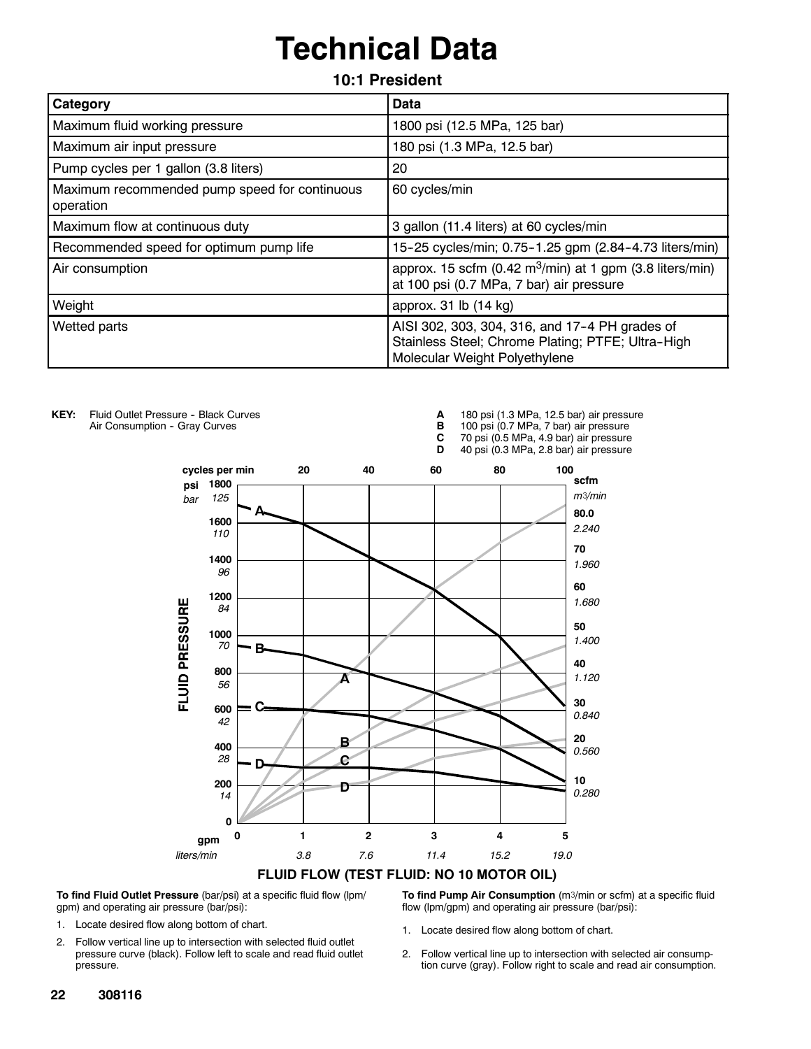# Technical Data

## 10:1 President

| Category | Data |
|---|---|
| Maximum fluid working pressure | 1800 psi (12.5 MPa, 125 bar) |
| Maximum air input pressure | 180 psi (1.3 MPa, 12.5 bar) |
| Pump cycles per 1 gallon (3.8 liters) | 20 |
| Maximum recommended pump speed for continuous operation | 60 cycles/min |
| Maximum flow at continuous duty | 3 gallon (11.4 liters) at 60 cycles/min |
| Recommended speed for optimum pump life | 15-25 cycles/min; 0.75-1.25 gpm (2.84-4.73 liters/min) |
| Air consumption | approx. 15 scfm (0.42 $m^3$/min) at 1 gpm (3.8 liters/min) at 100 psi (0.7 MPa, 7 bar) air pressure |
| Weight | approx. 31 lb (14 kg) |
| Wetted parts | AISI 302, 303, 304, 316, and 17-4 PH grades of Stainless Steel; Chrome Plating; PTFE; Ultra-High Molecular Weight Polyethylene |

**KEY:** Fluid Outlet Pressure - Black Curves
Air Consumption - Gray Curves

**A** 180 psi (1.3 MPa, 12.5 bar) air pressure
**B** 100 psi (0.7 MPa, 7 bar) air pressure
**C** 70 psi (0.5 MPa, 4.9 bar) air pressure
**D** 40 psi (0.3 MPa, 2.8 bar) air pressure

**FLUID FLOW (TEST FLUID: NO 10 MOTOR OIL)**

**To find Fluid Outlet Pressure** (bar/psi) at a specific fluid flow (lpm/gpm) and operating air pressure (bar/psi):

1. Locate desired flow along bottom of chart.
2. Follow vertical line up to intersection with selected fluid outlet pressure curve (black). Follow left to scale and read fluid outlet pressure.

**To find Pump Air Consumption** ($m^3$/min or scfm) at a specific fluid flow (lpm/gpm) and operating air pressure (bar/psi):

1. Locate desired flow along bottom of chart.
2. Follow vertical line up to intersection with selected air consumption curve (gray). Follow right to scale and read air consumption.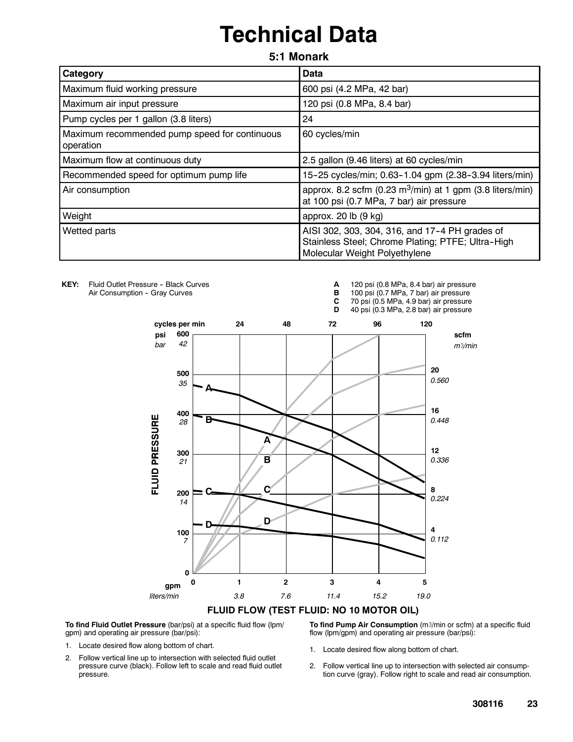# Technical Data

## 5:1 Monark

| Category | Data |
|---|---|
| Maximum fluid working pressure | 600 psi (4.2 MPa, 42 bar) |
| Maximum air input pressure | 120 psi (0.8 MPa, 8.4 bar) |
| Pump cycles per 1 gallon (3.8 liters) | 24 |
| Maximum recommended pump speed for continuous operation | 60 cycles/min |
| Maximum flow at continuous duty | 2.5 gallon (9.46 liters) at 60 cycles/min |
| Recommended speed for optimum pump life | 15-25 cycles/min; 0.63-1.04 gpm (2.38-3.94 liters/min) |
| Air consumption | approx. 8.2 scfm (0.23 $m^3$/min) at 1 gpm (3.8 liters/min) at 100 psi (0.7 MPa, 7 bar) air pressure |
| Weight | approx. 20 lb (9 kg) |
| Wetted parts | AISI 302, 303, 304, 316, and 17-4 PH grades of Stainless Steel; Chrome Plating; PTFE; Ultra-High Molecular Weight Polyethylene |

**KEY:** Fluid Outlet Pressure - Black Curves
Air Consumption - Gray Curves

**A** 120 psi (0.8 MPa, 8.4 bar) air pressure
**B** 100 psi (0.7 MPa, 7 bar) air pressure
**C** 70 psi (0.5 MPa, 4.9 bar) air pressure
**D** 40 psi (0.3 MPa, 2.8 bar) air pressure

**FLUID FLOW (TEST FLUID: NO 10 MOTOR OIL)**

**To find Fluid Outlet Pressure** (bar/psi) at a specific fluid flow (lpm/gpm) and operating air pressure (bar/psi):

1. Locate desired flow along bottom of chart.
2. Follow vertical line up to intersection with selected fluid outlet pressure curve (black). Follow left to scale and read fluid outlet pressure.

**To find Pump Air Consumption** ($m^3$/min or scfm) at a specific fluid flow (lpm/gpm) and operating air pressure (bar/psi):

1. Locate desired flow along bottom of chart.
2. Follow vertical line up to intersection with selected air consumption curve (gray). Follow right to scale and read air consumption.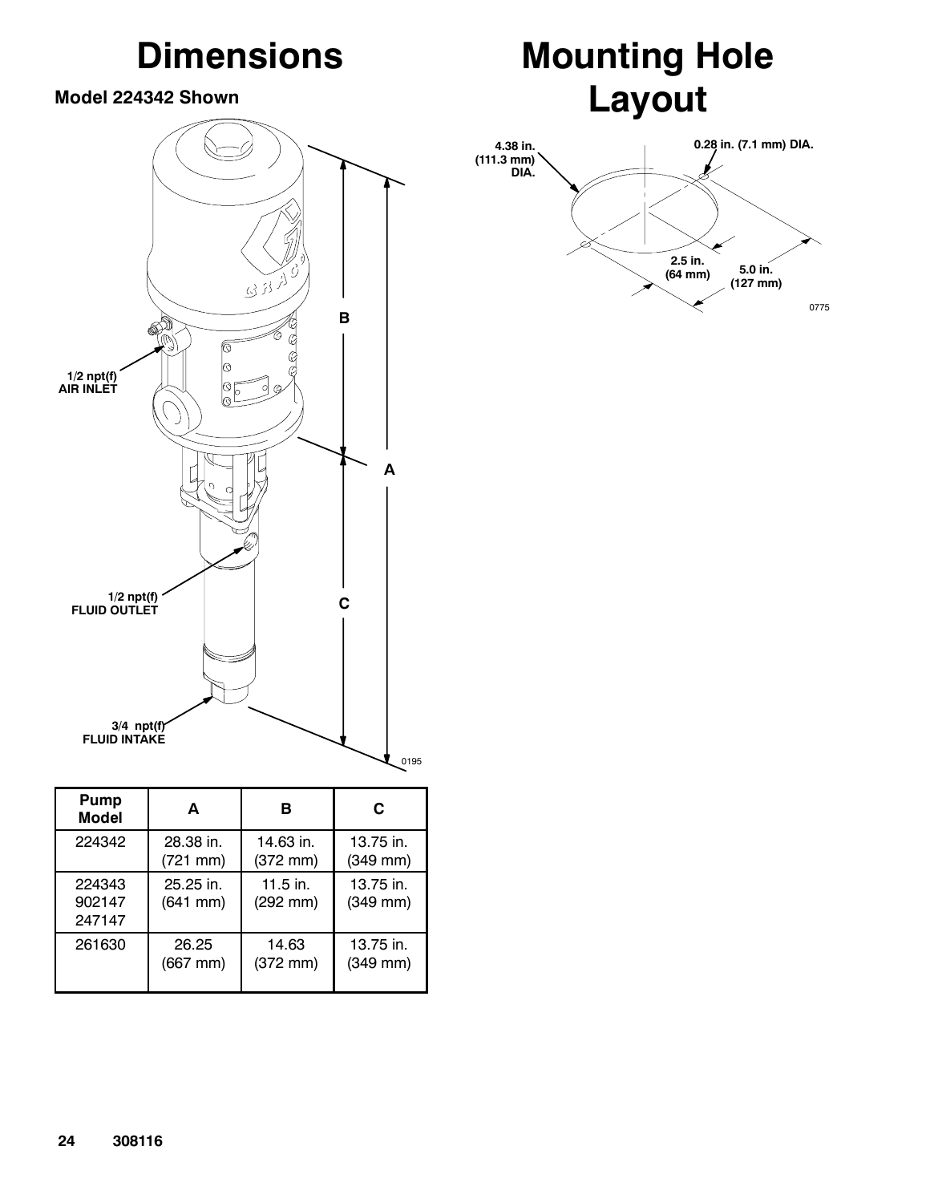# Dimensions

**Model 224342 Shown**

1/2 npt(f) AIR INLET

1/2 npt(f) FLUID OUTLET

3/4 npt(f) FLUID INTAKE

A

B

C

0195

| Pump Model | A | B | C |
|---|---|---|---|
| 224342 | 28.38 in. (721 mm) | 14.63 in. (372 mm) | 13.75 in. (349 mm) |
| 224343 902147 247147 | 25.25 in. (641 mm) | 11.5 in. (292 mm) | 13.75 in. (349 mm) |
| 261630 | 26.25 (667 mm) | 14.63 (372 mm) | 13.75 in. (349 mm) |

# Mounting Hole Layout

4.38 in. (111.3 mm) DIA.

0.28 in. (7.1 mm) DIA.

2.5 in. (64 mm)

5.0 in. (127 mm)

0775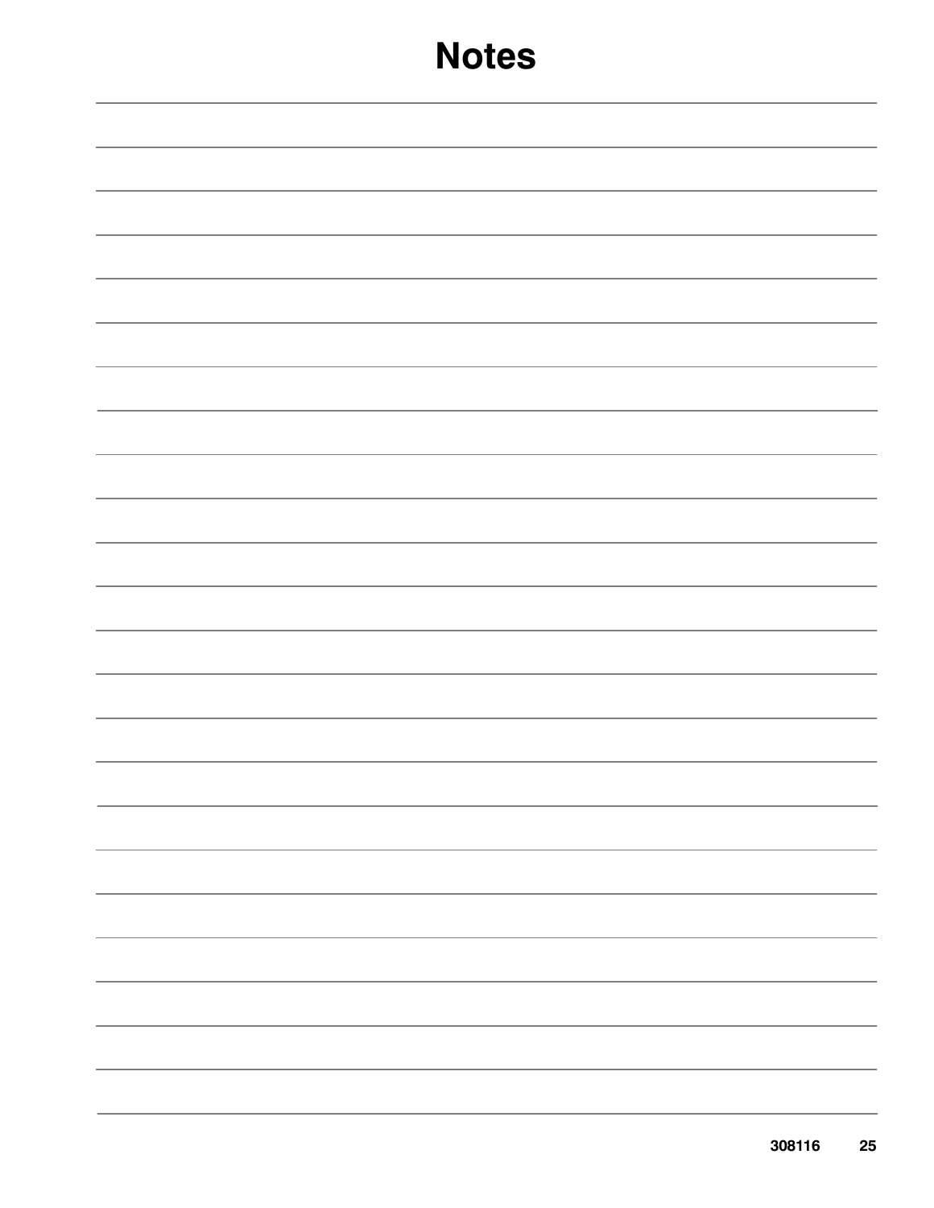# Notes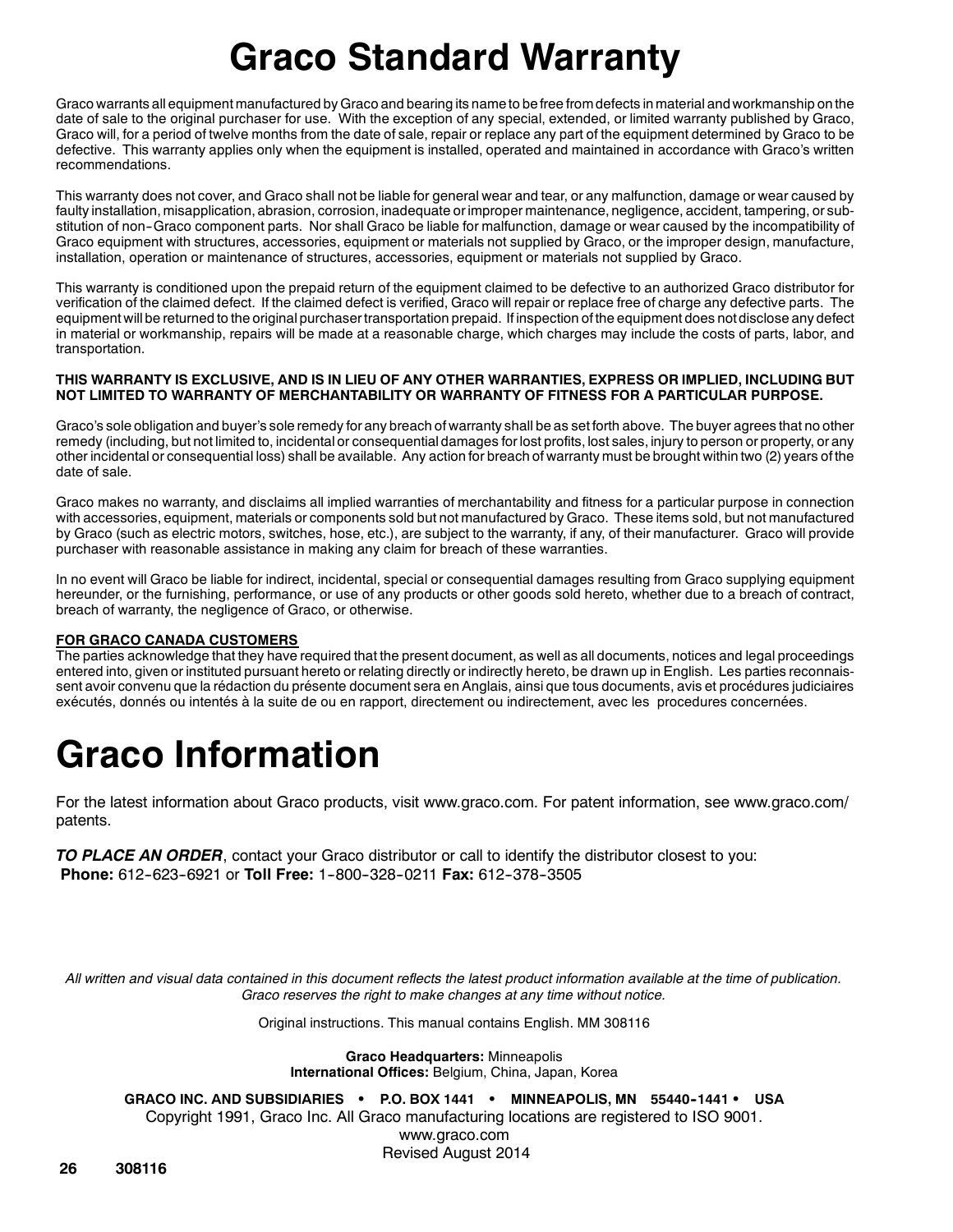# Graco Standard Warranty

Graco warrants all equipment manufactured by Graco and bearing its name to be free from defects in material and workmanship on the date of sale to the original purchaser for use. With the exception of any special, extended, or limited warranty published by Graco, Graco will, for a period of twelve months from the date of sale, repair or replace any part of the equipment determined by Graco to be defective. This warranty applies only when the equipment is installed, operated and maintained in accordance with Graco's written recommendations.

This warranty does not cover, and Graco shall not be liable for general wear and tear, or any malfunction, damage or wear caused by faulty installation, misapplication, abrasion, corrosion, inadequate or improper maintenance, negligence, accident, tampering, or substitution of non-Graco component parts. Nor shall Graco be liable for malfunction, damage or wear caused by the incompatibility of Graco equipment with structures, accessories, equipment or materials not supplied by Graco, or the improper design, manufacture, installation, operation or maintenance of structures, accessories, equipment or materials not supplied by Graco.

This warranty is conditioned upon the prepaid return of the equipment claimed to be defective to an authorized Graco distributor for verification of the claimed defect. If the claimed defect is verified, Graco will repair or replace free of charge any defective parts. The equipment will be returned to the original purchaser transportation prepaid. If inspection of the equipment does not disclose any defect in material or workmanship, repairs will be made at a reasonable charge, which charges may include the costs of parts, labor, and transportation.

**THIS WARRANTY IS EXCLUSIVE, AND IS IN LIEU OF ANY OTHER WARRANTIES, EXPRESS OR IMPLIED, INCLUDING BUT NOT LIMITED TO WARRANTY OF MERCHANTABILITY OR WARRANTY OF FITNESS FOR A PARTICULAR PURPOSE.**

Graco's sole obligation and buyer's sole remedy for any breach of warranty shall be as set forth above. The buyer agrees that no other remedy (including, but not limited to, incidental or consequential damages for lost profits, lost sales, injury to person or property, or any other incidental or consequential loss) shall be available. Any action for breach of warranty must be brought within two (2) years of the date of sale.

Graco makes no warranty, and disclaims all implied warranties of merchantability and fitness for a particular purpose in connection with accessories, equipment, materials or components sold but not manufactured by Graco. These items sold, but not manufactured by Graco (such as electric motors, switches, hose, etc.), are subject to the warranty, if any, of their manufacturer. Graco will provide purchaser with reasonable assistance in making any claim for breach of these warranties.

In no event will Graco be liable for indirect, incidental, special or consequential damages resulting from Graco supplying equipment hereunder, or the furnishing, performance, or use of any products or other goods sold hereto, whether due to a breach of contract, breach of warranty, the negligence of Graco, or otherwise.

**FOR GRACO CANADA CUSTOMERS**

The parties acknowledge that they have required that the present document, as well as all documents, notices and legal proceedings entered into, given or instituted pursuant hereto or relating directly or indirectly hereto, be drawn up in English. Les parties reconnaissent avoir convenu que la rédaction du présente document sera en Anglais, ainsi que tous documents, avis et procédures judiciaires exécutés, donnés ou intentés à la suite de ou en rapport, directement ou indirectement, avec les procedures concernées.

# Graco Information

For the latest information about Graco products, visit www.graco.com. For patent information, see www.graco.com/patents.

***TO PLACE AN ORDER***, contact your Graco distributor or call to identify the distributor closest to you:
**Phone:** 612-623-6921 or **Toll Free:** 1-800-328-0211 **Fax:** 612-378-3505

*All written and visual data contained in this document reflects the latest product information available at the time of publication. Graco reserves the right to make changes at any time without notice.*

Original instructions. This manual contains English. MM 308116

**Graco Headquarters:** Minneapolis
**International Offices:** Belgium, China, Japan, Korea

**GRACO INC. AND SUBSIDIARIES • P.O. BOX 1441 • MINNEAPOLIS, MN 55440-1441 • USA**
Copyright 1991, Graco Inc. All Graco manufacturing locations are registered to ISO 9001.
www.graco.com
Revised August 2014